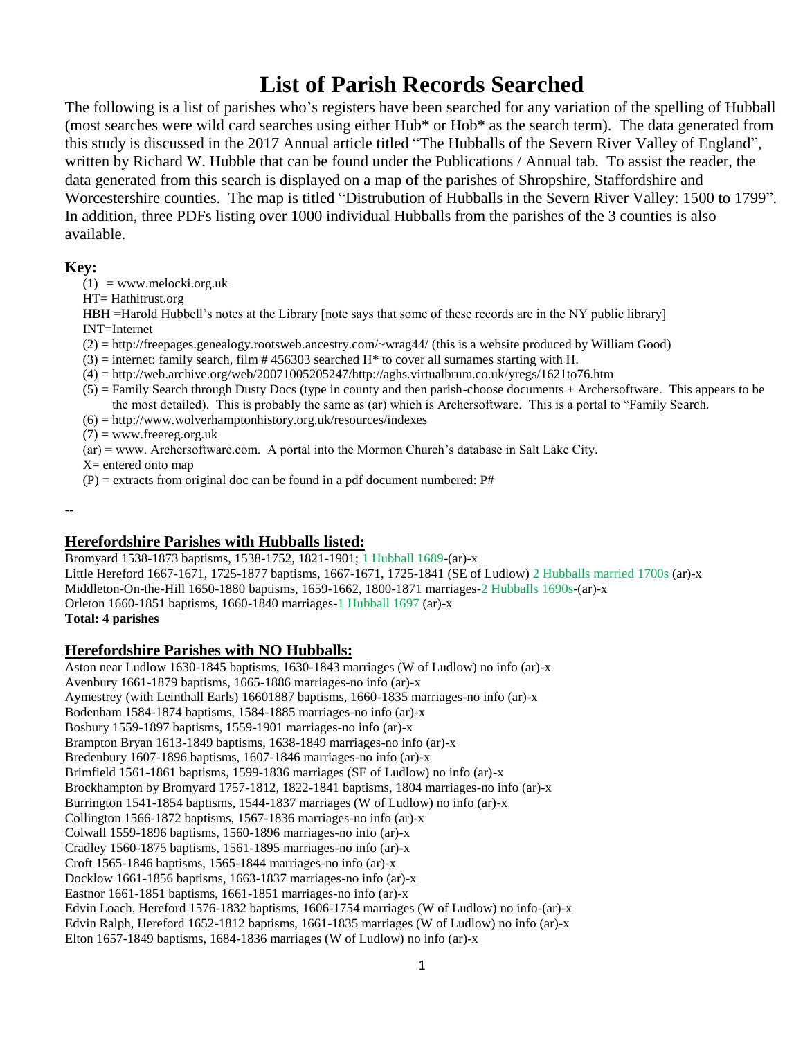# List of Parish Records Searched

The following is a list of parishes who's registers have been searched for any variation of the spelling of Hubball (most searches were wild card searches using either Hub* or Hob* as the search term). The data generated from this study is discussed in the 2017 Annual article titled "The Hubballs of the Severn River Valley of England", written by Richard W. Hubble that can be found under the Publications / Annual tab. To assist the reader, the data generated from this search is displayed on a map of the parishes of Shropshire, Staffordshire and Worcestershire counties. The map is titled "Distrubution of Hubballs in the Severn River Valley: 1500 to 1799". In addition, three PDFs listing over 1000 individual Hubballs from the parishes of the 3 counties is also available.

**Key:**

(1) = www.melocki.org.uk
HT= Hathitrust.org
HBH =Harold Hubbell's notes at the Library [note says that some of these records are in the NY public library]
INT=Internet
(2) = http://freepages.genealogy.rootsweb.ancestry.com/~wrag44/ (this is a website produced by William Good)
(3) = internet: family search, film # 456303 searched H* to cover all surnames starting with H.
(4) = http://web.archive.org/web/20071005205247/http://aghs.virtualbrum.co.uk/yregs/1621to76.htm
(5) = Family Search through Dusty Docs (type in county and then parish-choose documents + Archersoftware. This appears to be the most detailed). This is probably the same as (ar) which is Archersoftware. This is a portal to "Family Search.
(6) = http://www.wolverhamptonhistory.org.uk/resources/indexes
(7) = www.freereg.org.uk
(ar) = www. Archersoftware.com. A portal into the Mormon Church's database in Salt Lake City.
X= entered onto map
(P) = extracts from original doc can be found in a pdf document numbered: P#

--

## Herefordshire Parishes with Hubballs listed:

Bromyard 1538-1873 baptisms, 1538-1752, 1821-1901; 1 Hubball 1689-(ar)-x
Little Hereford 1667-1671, 1725-1877 baptisms, 1667-1671, 1725-1841 (SE of Ludlow) 2 Hubballs married 1700s (ar)-x
Middleton-On-the-Hill 1650-1880 baptisms, 1659-1662, 1800-1871 marriages-2 Hubballs 1690s-(ar)-x
Orleton 1660-1851 baptisms, 1660-1840 marriages-1 Hubball 1697 (ar)-x
**Total: 4 parishes**

## Herefordshire Parishes with NO Hubballs:

Aston near Ludlow 1630-1845 baptisms, 1630-1843 marriages (W of Ludlow) no info (ar)-x
Avenbury 1661-1879 baptisms, 1665-1886 marriages-no info (ar)-x
Aymestrey (with Leinthall Earls) 16601887 baptisms, 1660-1835 marriages-no info (ar)-x
Bodenham 1584-1874 baptisms, 1584-1885 marriages-no info (ar)-x
Bosbury 1559-1897 baptisms, 1559-1901 marriages-no info (ar)-x
Brampton Bryan 1613-1849 baptisms, 1638-1849 marriages-no info (ar)-x
Bredenbury 1607-1896 baptisms, 1607-1846 marriages-no info (ar)-x
Brimfield 1561-1861 baptisms, 1599-1836 marriages (SE of Ludlow) no info (ar)-x
Brockhampton by Bromyard 1757-1812, 1822-1841 baptisms, 1804 marriages-no info (ar)-x
Burrington 1541-1854 baptisms, 1544-1837 marriages (W of Ludlow) no info (ar)-x
Collington 1566-1872 baptisms, 1567-1836 marriages-no info (ar)-x
Colwall 1559-1896 baptisms, 1560-1896 marriages-no info (ar)-x
Cradley 1560-1875 baptisms, 1561-1895 marriages-no info (ar)-x
Croft 1565-1846 baptisms, 1565-1844 marriages-no info (ar)-x
Docklow 1661-1856 baptisms, 1663-1837 marriages-no info (ar)-x
Eastnor 1661-1851 baptisms, 1661-1851 marriages-no info (ar)-x
Edvin Loach, Hereford 1576-1832 baptisms, 1606-1754 marriages (W of Ludlow) no info-(ar)-x
Edvin Ralph, Hereford 1652-1812 baptisms, 1661-1835 marriages (W of Ludlow) no info (ar)-x
Elton 1657-1849 baptisms, 1684-1836 marriages (W of Ludlow) no info (ar)-x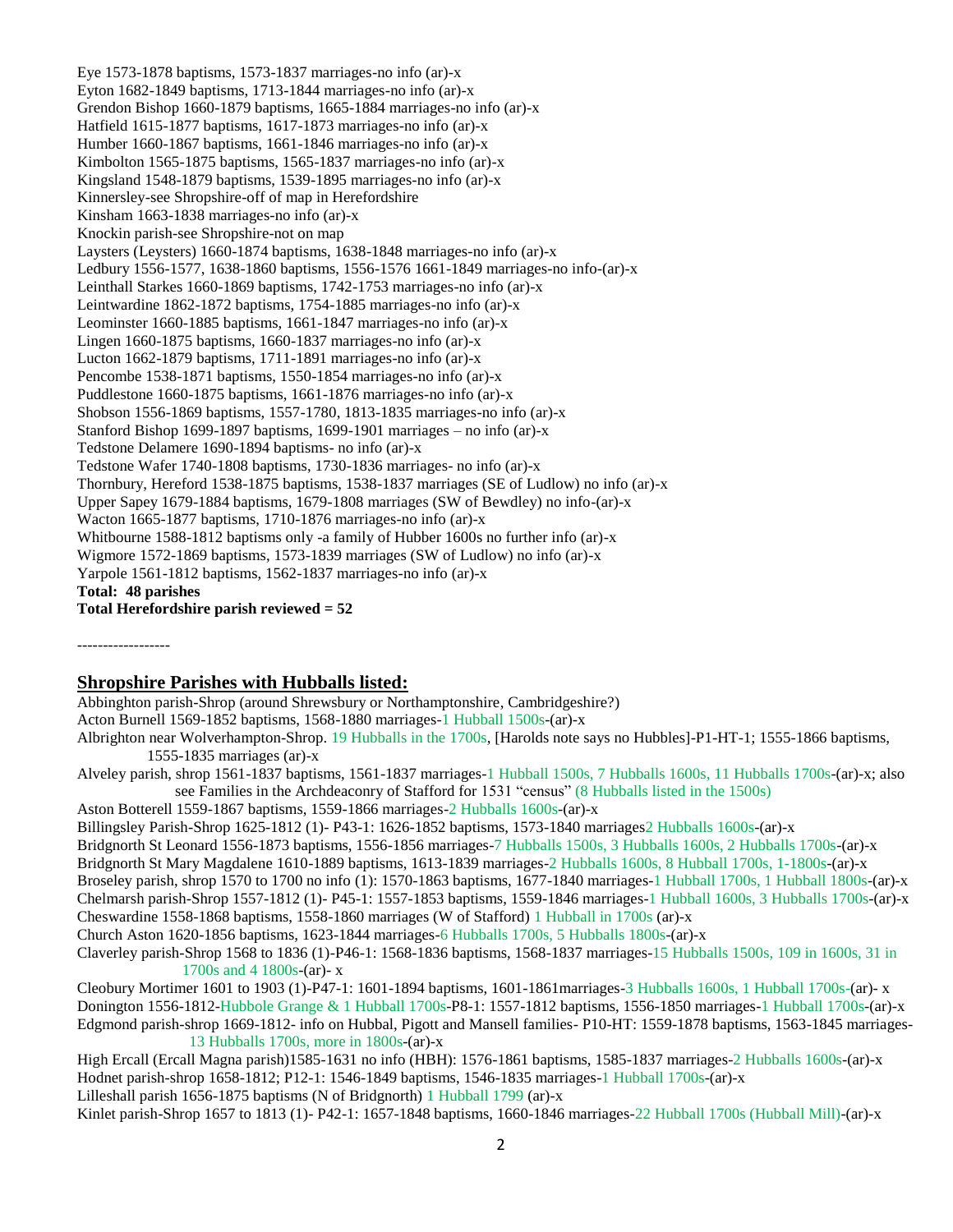Eye 1573-1878 baptisms, 1573-1837 marriages-no info (ar)-x
Eyton 1682-1849 baptisms, 1713-1844 marriages-no info (ar)-x
Grendon Bishop 1660-1879 baptisms, 1665-1884 marriages-no info (ar)-x
Hatfield 1615-1877 baptisms, 1617-1873 marriages-no info (ar)-x
Humber 1660-1867 baptisms, 1661-1846 marriages-no info (ar)-x
Kimbolton 1565-1875 baptisms, 1565-1837 marriages-no info (ar)-x
Kingsland 1548-1879 baptisms, 1539-1895 marriages-no info (ar)-x
Kinnersley-see Shropshire-off of map in Herefordshire
Kinsham 1663-1838 marriages-no info (ar)-x
Knockin parish-see Shropshire-not on map
Laysters (Leysters) 1660-1874 baptisms, 1638-1848 marriages-no info (ar)-x
Ledbury 1556-1577, 1638-1860 baptisms, 1556-1576 1661-1849 marriages-no info-(ar)-x
Leinthall Starkes 1660-1869 baptisms, 1742-1753 marriages-no info (ar)-x
Leintwardine 1862-1872 baptisms, 1754-1885 marriages-no info (ar)-x
Leominster 1660-1885 baptisms, 1661-1847 marriages-no info (ar)-x
Lingen 1660-1875 baptisms, 1660-1837 marriages-no info (ar)-x
Lucton 1662-1879 baptisms, 1711-1891 marriages-no info (ar)-x
Pencombe 1538-1871 baptisms, 1550-1854 marriages-no info (ar)-x
Puddlestone 1660-1875 baptisms, 1661-1876 marriages-no info (ar)-x
Shobson 1556-1869 baptisms, 1557-1780, 1813-1835 marriages-no info (ar)-x
Stanford Bishop 1699-1897 baptisms, 1699-1901 marriages – no info (ar)-x
Tedstone Delamere 1690-1894 baptisms- no info (ar)-x
Tedstone Wafer 1740-1808 baptisms, 1730-1836 marriages- no info (ar)-x
Thornbury, Hereford 1538-1875 baptisms, 1538-1837 marriages (SE of Ludlow) no info (ar)-x
Upper Sapey 1679-1884 baptisms, 1679-1808 marriages (SW of Bewdley) no info-(ar)-x
Wacton 1665-1877 baptisms, 1710-1876 marriages-no info (ar)-x
Whitbourne 1588-1812 baptisms only -a family of Hubber 1600s no further info (ar)-x
Wigmore 1572-1869 baptisms, 1573-1839 marriages (SW of Ludlow) no info (ar)-x
Yarpole 1561-1812 baptisms, 1562-1837 marriages-no info (ar)-x
**Total: 48 parishes**
**Total Herefordshire parish reviewed = 52**

------------------

## Shropshire Parishes with Hubballs listed:

Abbinghton parish-Shrop (around Shrewsbury or Northamptonshire, Cambridgeshire?)
Acton Burnell 1569-1852 baptisms, 1568-1880 marriages-1 Hubball 1500s-(ar)-x
Albrighton near Wolverhampton-Shrop. 19 Hubballs in the 1700s, [Harolds note says no Hubbles]-P1-HT-1; 1555-1866 baptisms, 1555-1835 marriages (ar)-x
Alveley parish, shrop 1561-1837 baptisms, 1561-1837 marriages-1 Hubball 1500s, 7 Hubballs 1600s, 11 Hubballs 1700s-(ar)-x; also see Families in the Archdeaconry of Stafford for 1531 "census" (8 Hubballs listed in the 1500s)
Aston Botterell 1559-1867 baptisms, 1559-1866 marriages-2 Hubballs 1600s-(ar)-x
Billingsley Parish-Shrop 1625-1812 (1)- P43-1: 1626-1852 baptisms, 1573-1840 marriages2 Hubballs 1600s-(ar)-x
Bridgnorth St Leonard 1556-1873 baptisms, 1556-1856 marriages-7 Hubballs 1500s, 3 Hubballs 1600s, 2 Hubballs 1700s-(ar)-x
Bridgnorth St Mary Magdalene 1610-1889 baptisms, 1613-1839 marriages-2 Hubballs 1600s, 8 Hubball 1700s, 1-1800s-(ar)-x
Broseley parish, shrop 1570 to 1700 no info (1): 1570-1863 baptisms, 1677-1840 marriages-1 Hubball 1700s, 1 Hubball 1800s-(ar)-x
Chelmarsh parish-Shrop 1557-1812 (1)- P45-1: 1557-1853 baptisms, 1559-1846 marriages-1 Hubball 1600s, 3 Hubballs 1700s-(ar)-x
Cheswardine 1558-1868 baptisms, 1558-1860 marriages (W of Stafford) 1 Hubball in 1700s (ar)-x
Church Aston 1620-1856 baptisms, 1623-1844 marriages-6 Hubballs 1700s, 5 Hubballs 1800s-(ar)-x
Claverley parish-Shrop 1568 to 1836 (1)-P46-1: 1568-1836 baptisms, 1568-1837 marriages-15 Hubballs 1500s, 109 in 1600s, 31 in 1700s and 4 1800s-(ar)- x
Cleobury Mortimer 1601 to 1903 (1)-P47-1: 1601-1894 baptisms, 1601-1861marriages-3 Hubballs 1600s, 1 Hubball 1700s-(ar)- x
Donington 1556-1812-Hubbole Grange & 1 Hubball 1700s-P8-1: 1557-1812 baptisms, 1556-1850 marriages-1 Hubball 1700s-(ar)-x
Edgmond parish-shrop 1669-1812- info on Hubbal, Pigott and Mansell families- P10-HT: 1559-1878 baptisms, 1563-1845 marriages-13 Hubballs 1700s, more in 1800s-(ar)-x
High Ercall (Ercall Magna parish)1585-1631 no info (HBH): 1576-1861 baptisms, 1585-1837 marriages-2 Hubballs 1600s-(ar)-x
Hodnet parish-shrop 1658-1812; P12-1: 1546-1849 baptisms, 1546-1835 marriages-1 Hubball 1700s-(ar)-x
Lilleshall parish 1656-1875 baptisms (N of Bridgnorth) 1 Hubball 1799 (ar)-x
Kinlet parish-Shrop 1657 to 1813 (1)- P42-1: 1657-1848 baptisms, 1660-1846 marriages-22 Hubball 1700s (Hubball Mill)-(ar)-x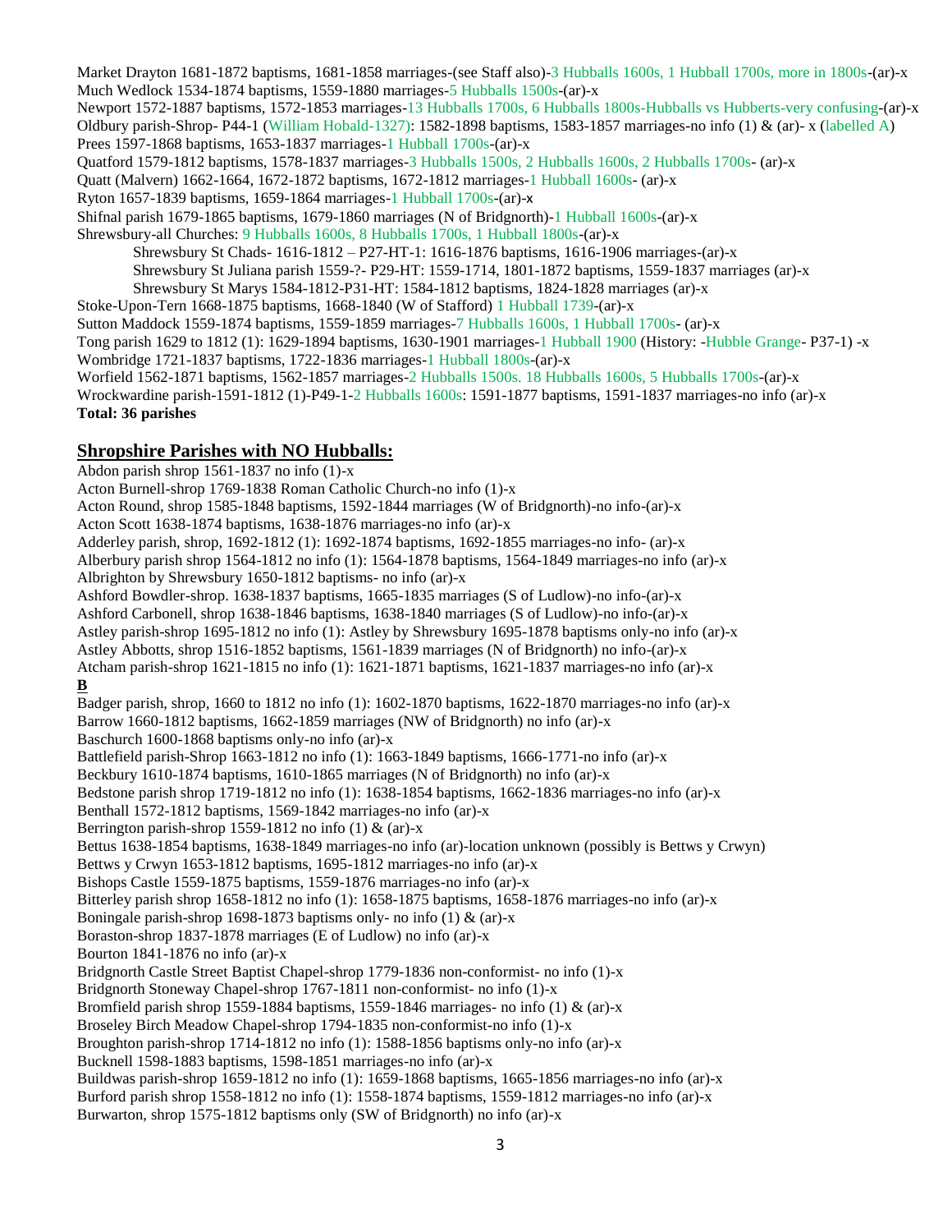Market Drayton 1681-1872 baptisms, 1681-1858 marriages-(see Staff also)-3 Hubballs 1600s, 1 Hubball 1700s, more in 1800s-(ar)-x
Much Wedlock 1534-1874 baptisms, 1559-1880 marriages-5 Hubballs 1500s-(ar)-x
Newport 1572-1887 baptisms, 1572-1853 marriages-13 Hubballs 1700s, 6 Hubballs 1800s-Hubballs vs Hubberts-very confusing-(ar)-x
Oldbury parish-Shrop- P44-1 (William Hobald-1327): 1582-1898 baptisms, 1583-1857 marriages-no info (1) & (ar)- x (labelled A)
Prees 1597-1868 baptisms, 1653-1837 marriages-1 Hubball 1700s-(ar)-x
Quatford 1579-1812 baptisms, 1578-1837 marriages-3 Hubballs 1500s, 2 Hubballs 1600s, 2 Hubballs 1700s- (ar)-x
Quatt (Malvern) 1662-1664, 1672-1872 baptisms, 1672-1812 marriages-1 Hubball 1600s- (ar)-x
Ryton 1657-1839 baptisms, 1659-1864 marriages-1 Hubball 1700s-(ar)-x
Shifnal parish 1679-1865 baptisms, 1679-1860 marriages (N of Bridgnorth)-1 Hubball 1600s-(ar)-x
Shrewsbury-all Churches: 9 Hubballs 1600s, 8 Hubballs 1700s, 1 Hubball 1800s-(ar)-x

- Shrewsbury St Chads- 1616-1812 – P27-HT-1: 1616-1876 baptisms, 1616-1906 marriages-(ar)-x
- Shrewsbury St Juliana parish 1559-?- P29-HT: 1559-1714, 1801-1872 baptisms, 1559-1837 marriages (ar)-x
- Shrewsbury St Marys 1584-1812-P31-HT: 1584-1812 baptisms, 1824-1828 marriages (ar)-x

Stoke-Upon-Tern 1668-1875 baptisms, 1668-1840 (W of Stafford) 1 Hubball 1739-(ar)-x
Sutton Maddock 1559-1874 baptisms, 1559-1859 marriages-7 Hubballs 1600s, 1 Hubball 1700s- (ar)-x
Tong parish 1629 to 1812 (1): 1629-1894 baptisms, 1630-1901 marriages-1 Hubball 1900 (History: -Hubble Grange- P37-1) -x
Wombridge 1721-1837 baptisms, 1722-1836 marriages-1 Hubball 1800s-(ar)-x
Worfield 1562-1871 baptisms, 1562-1857 marriages-2 Hubballs 1500s. 18 Hubballs 1600s, 5 Hubballs 1700s-(ar)-x
Wrockwardine parish-1591-1812 (1)-P49-1-2 Hubballs 1600s: 1591-1877 baptisms, 1591-1837 marriages-no info (ar)-x
**Total: 36 parishes**

## Shropshire Parishes with NO Hubballs:

Abdon parish shrop 1561-1837 no info (1)-x
Acton Burnell-shrop 1769-1838 Roman Catholic Church-no info (1)-x
Acton Round, shrop 1585-1848 baptisms, 1592-1844 marriages (W of Bridgnorth)-no info-(ar)-x
Acton Scott 1638-1874 baptisms, 1638-1876 marriages-no info (ar)-x
Adderley parish, shrop, 1692-1812 (1): 1692-1874 baptisms, 1692-1855 marriages-no info- (ar)-x
Alberbury parish shrop 1564-1812 no info (1): 1564-1878 baptisms, 1564-1849 marriages-no info (ar)-x
Albrighton by Shrewsbury 1650-1812 baptisms- no info (ar)-x
Ashford Bowdler-shrop. 1638-1837 baptisms, 1665-1835 marriages (S of Ludlow)-no info-(ar)-x
Ashford Carbonell, shrop 1638-1846 baptisms, 1638-1840 marriages (S of Ludlow)-no info-(ar)-x
Astley parish-shrop 1695-1812 no info (1): Astley by Shrewsbury 1695-1878 baptisms only-no info (ar)-x
Astley Abbotts, shrop 1516-1852 baptisms, 1561-1839 marriages (N of Bridgnorth) no info-(ar)-x
Atcham parish-shrop 1621-1815 no info (1): 1621-1871 baptisms, 1621-1837 marriages-no info (ar)-x

**B**

Badger parish, shrop, 1660 to 1812 no info (1): 1602-1870 baptisms, 1622-1870 marriages-no info (ar)-x
Barrow 1660-1812 baptisms, 1662-1859 marriages (NW of Bridgnorth) no info (ar)-x
Baschurch 1600-1868 baptisms only-no info (ar)-x
Battlefield parish-Shrop 1663-1812 no info (1): 1663-1849 baptisms, 1666-1771-no info (ar)-x
Beckbury 1610-1874 baptisms, 1610-1865 marriages (N of Bridgnorth) no info (ar)-x
Bedstone parish shrop 1719-1812 no info (1): 1638-1854 baptisms, 1662-1836 marriages-no info (ar)-x
Benthall 1572-1812 baptisms, 1569-1842 marriages-no info (ar)-x
Berrington parish-shrop 1559-1812 no info (1) & (ar)-x
Bettus 1638-1854 baptisms, 1638-1849 marriages-no info (ar)-location unknown (possibly is Bettws y Crwyn)
Bettws y Crwyn 1653-1812 baptisms, 1695-1812 marriages-no info (ar)-x
Bishops Castle 1559-1875 baptisms, 1559-1876 marriages-no info (ar)-x
Bitterley parish shrop 1658-1812 no info (1): 1658-1875 baptisms, 1658-1876 marriages-no info (ar)-x
Boningale parish-shrop 1698-1873 baptisms only- no info (1) & (ar)-x
Boraston-shrop 1837-1878 marriages (E of Ludlow) no info (ar)-x
Bourton 1841-1876 no info (ar)-x
Bridgnorth Castle Street Baptist Chapel-shrop 1779-1836 non-conformist- no info (1)-x
Bridgnorth Stoneway Chapel-shrop 1767-1811 non-conformist- no info (1)-x
Bromfield parish shrop 1559-1884 baptisms, 1559-1846 marriages- no info (1) & (ar)-x
Broseley Birch Meadow Chapel-shrop 1794-1835 non-conformist-no info (1)-x
Broughton parish-shrop 1714-1812 no info (1): 1588-1856 baptisms only-no info (ar)-x
Bucknell 1598-1883 baptisms, 1598-1851 marriages-no info (ar)-x
Buildwas parish-shrop 1659-1812 no info (1): 1659-1868 baptisms, 1665-1856 marriages-no info (ar)-x
Burford parish shrop 1558-1812 no info (1): 1558-1874 baptisms, 1559-1812 marriages-no info (ar)-x
Burwarton, shrop 1575-1812 baptisms only (SW of Bridgnorth) no info (ar)-x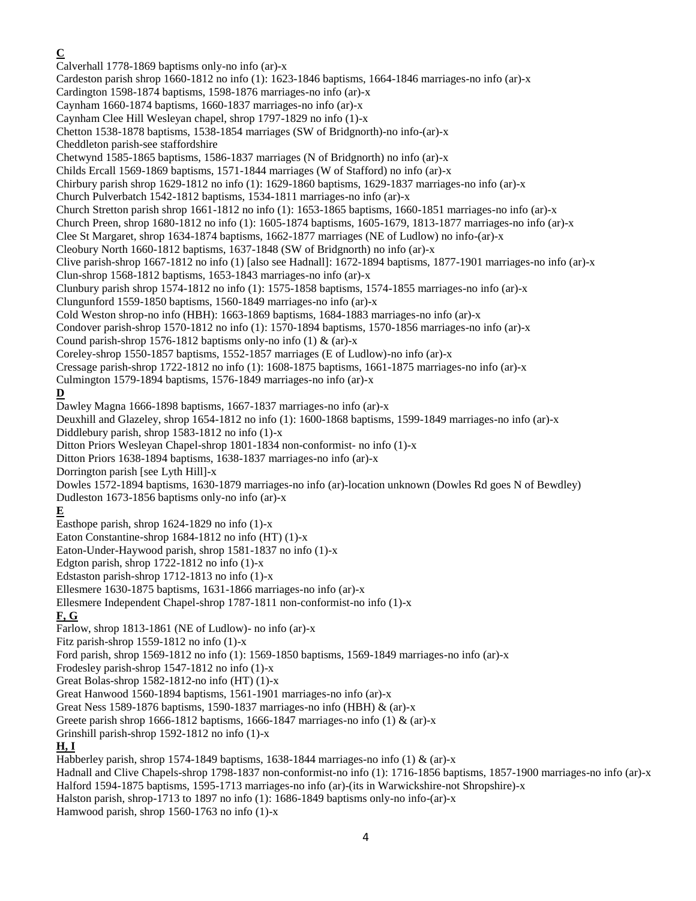**C**

Calverhall 1778-1869 baptisms only-no info (ar)-x
Cardeston parish shrop 1660-1812 no info (1): 1623-1846 baptisms, 1664-1846 marriages-no info (ar)-x
Cardington 1598-1874 baptisms, 1598-1876 marriages-no info (ar)-x
Caynham 1660-1874 baptisms, 1660-1837 marriages-no info (ar)-x
Caynham Clee Hill Wesleyan chapel, shrop 1797-1829 no info (1)-x
Chetton 1538-1878 baptisms, 1538-1854 marriages (SW of Bridgnorth)-no info-(ar)-x
Cheddleton parish-see staffordshire
Chetwynd 1585-1865 baptisms, 1586-1837 marriages (N of Bridgnorth) no info (ar)-x
Childs Ercall 1569-1869 baptisms, 1571-1844 marriages (W of Stafford) no info (ar)-x
Chirbury parish shrop 1629-1812 no info (1): 1629-1860 baptisms, 1629-1837 marriages-no info (ar)-x
Church Pulverbatch 1542-1812 baptisms, 1534-1811 marriages-no info (ar)-x
Church Stretton parish shrop 1661-1812 no info (1): 1653-1865 baptisms, 1660-1851 marriages-no info (ar)-x
Church Preen, shrop 1680-1812 no info (1): 1605-1874 baptisms, 1605-1679, 1813-1877 marriages-no info (ar)-x
Clee St Margaret, shrop 1634-1874 baptisms, 1662-1877 marriages (NE of Ludlow) no info-(ar)-x
Cleobury North 1660-1812 baptisms, 1637-1848 (SW of Bridgnorth) no info (ar)-x
Clive parish-shrop 1667-1812 no info (1) [also see Hadnall]: 1672-1894 baptisms, 1877-1901 marriages-no info (ar)-x
Clun-shrop 1568-1812 baptisms, 1653-1843 marriages-no info (ar)-x
Clunbury parish shrop 1574-1812 no info (1): 1575-1858 baptisms, 1574-1855 marriages-no info (ar)-x
Clungunford 1559-1850 baptisms, 1560-1849 marriages-no info (ar)-x
Cold Weston shrop-no info (HBH): 1663-1869 baptisms, 1684-1883 marriages-no info (ar)-x
Condover parish-shrop 1570-1812 no info (1): 1570-1894 baptisms, 1570-1856 marriages-no info (ar)-x
Cound parish-shrop 1576-1812 baptisms only-no info (1) & (ar)-x
Coreley-shrop 1550-1857 baptisms, 1552-1857 marriages (E of Ludlow)-no info (ar)-x
Cressage parish-shrop 1722-1812 no info (1): 1608-1875 baptisms, 1661-1875 marriages-no info (ar)-x
Culmington 1579-1894 baptisms, 1576-1849 marriages-no info (ar)-x

**D**

Dawley Magna 1666-1898 baptisms, 1667-1837 marriages-no info (ar)-x
Deuxhill and Glazeley, shrop 1654-1812 no info (1): 1600-1868 baptisms, 1599-1849 marriages-no info (ar)-x
Diddlebury parish, shrop 1583-1812 no info (1)-x
Ditton Priors Wesleyan Chapel-shrop 1801-1834 non-conformist- no info (1)-x
Ditton Priors 1638-1894 baptisms, 1638-1837 marriages-no info (ar)-x
Dorrington parish [see Lyth Hill]-x
Dowles 1572-1894 baptisms, 1630-1879 marriages-no info (ar)-location unknown (Dowles Rd goes N of Bewdley)
Dudleston 1673-1856 baptisms only-no info (ar)-x

**E**

Easthope parish, shrop 1624-1829 no info (1)-x
Eaton Constantine-shrop 1684-1812 no info (HT) (1)-x
Eaton-Under-Haywood parish, shrop 1581-1837 no info (1)-x
Edgton parish, shrop 1722-1812 no info (1)-x
Edstaston parish-shrop 1712-1813 no info (1)-x
Ellesmere 1630-1875 baptisms, 1631-1866 marriages-no info (ar)-x
Ellesmere Independent Chapel-shrop 1787-1811 non-conformist-no info (1)-x

**F, G**

Farlow, shrop 1813-1861 (NE of Ludlow)- no info (ar)-x
Fitz parish-shrop 1559-1812 no info (1)-x
Ford parish, shrop 1569-1812 no info (1): 1569-1850 baptisms, 1569-1849 marriages-no info (ar)-x
Frodesley parish-shrop 1547-1812 no info (1)-x
Great Bolas-shrop 1582-1812-no info (HT) (1)-x
Great Hanwood 1560-1894 baptisms, 1561-1901 marriages-no info (ar)-x
Great Ness 1589-1876 baptisms, 1590-1837 marriages-no info (HBH) & (ar)-x
Greete parish shrop 1666-1812 baptisms, 1666-1847 marriages-no info (1) & (ar)-x
Grinshill parish-shrop 1592-1812 no info (1)-x

**H, I**

Habberley parish, shrop 1574-1849 baptisms, 1638-1844 marriages-no info (1) & (ar)-x
Hadnall and Clive Chapels-shrop 1798-1837 non-conformist-no info (1): 1716-1856 baptisms, 1857-1900 marriages-no info (ar)-x
Halford 1594-1875 baptisms, 1595-1713 marriages-no info (ar)-(its in Warwickshire-not Shropshire)-x
Halston parish, shrop-1713 to 1897 no info (1): 1686-1849 baptisms only-no info-(ar)-x
Hamwood parish, shrop 1560-1763 no info (1)-x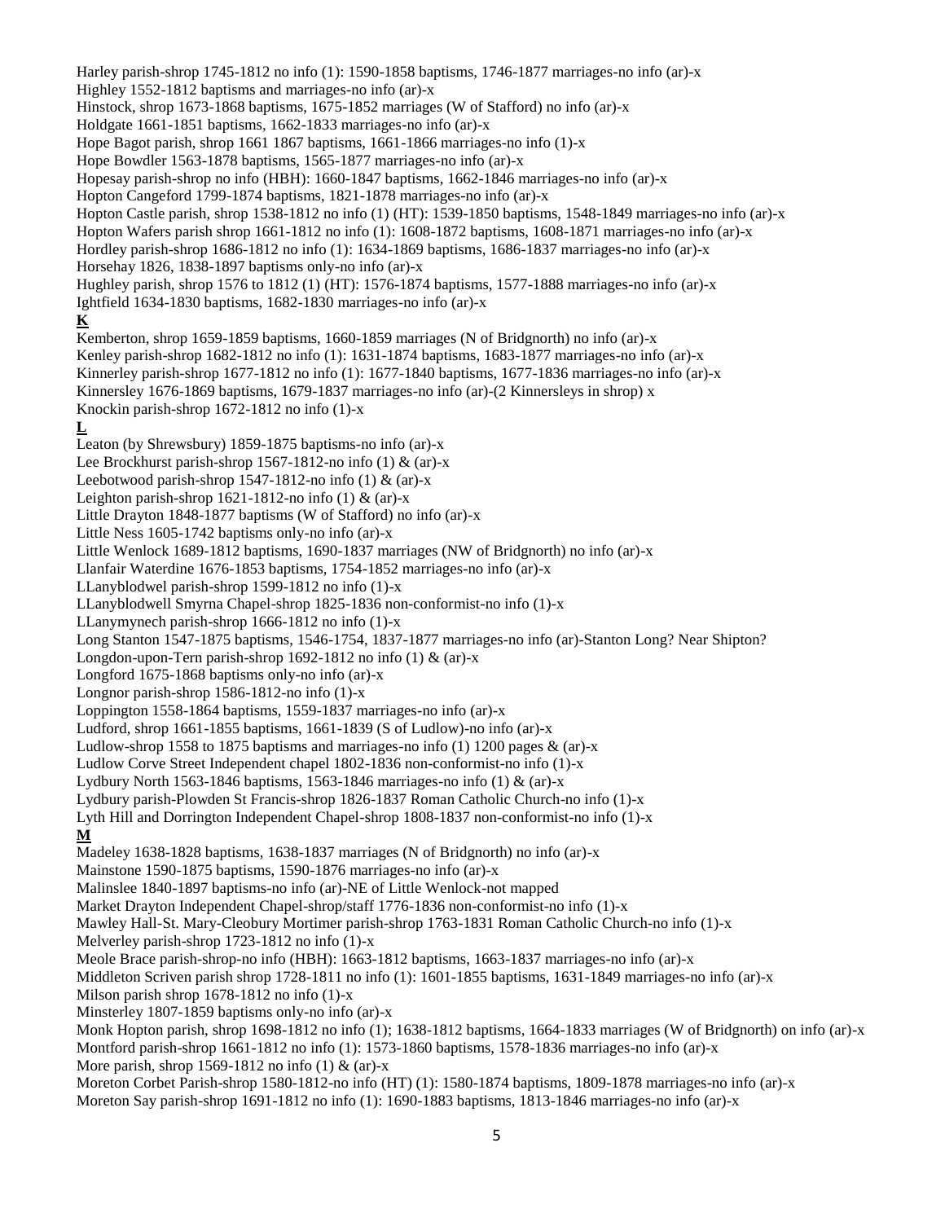Harley parish-shrop 1745-1812 no info (1): 1590-1858 baptisms, 1746-1877 marriages-no info (ar)-x
Highley 1552-1812 baptisms and marriages-no info (ar)-x
Hinstock, shrop 1673-1868 baptisms, 1675-1852 marriages (W of Stafford) no info (ar)-x
Holdgate 1661-1851 baptisms, 1662-1833 marriages-no info (ar)-x
Hope Bagot parish, shrop 1661 1867 baptisms, 1661-1866 marriages-no info (1)-x
Hope Bowdler 1563-1878 baptisms, 1565-1877 marriages-no info (ar)-x
Hopesay parish-shrop no info (HBH): 1660-1847 baptisms, 1662-1846 marriages-no info (ar)-x
Hopton Cangeford 1799-1874 baptisms, 1821-1878 marriages-no info (ar)-x
Hopton Castle parish, shrop 1538-1812 no info (1) (HT): 1539-1850 baptisms, 1548-1849 marriages-no info (ar)-x
Hopton Wafers parish shrop 1661-1812 no info (1): 1608-1872 baptisms, 1608-1871 marriages-no info (ar)-x
Hordley parish-shrop 1686-1812 no info (1): 1634-1869 baptisms, 1686-1837 marriages-no info (ar)-x
Horsehay 1826, 1838-1897 baptisms only-no info (ar)-x
Hughley parish, shrop 1576 to 1812 (1) (HT): 1576-1874 baptisms, 1577-1888 marriages-no info (ar)-x
Ightfield 1634-1830 baptisms, 1682-1830 marriages-no info (ar)-x

**K**

Kemberton, shrop 1659-1859 baptisms, 1660-1859 marriages (N of Bridgnorth) no info (ar)-x
Kenley parish-shrop 1682-1812 no info (1): 1631-1874 baptisms, 1683-1877 marriages-no info (ar)-x
Kinnerley parish-shrop 1677-1812 no info (1): 1677-1840 baptisms, 1677-1836 marriages-no info (ar)-x
Kinnersley 1676-1869 baptisms, 1679-1837 marriages-no info (ar)-(2 Kinnersleys in shrop) x
Knockin parish-shrop 1672-1812 no info (1)-x

**L**

Leaton (by Shrewsbury) 1859-1875 baptisms-no info (ar)-x
Lee Brockhurst parish-shrop 1567-1812-no info (1) & (ar)-x
Leebotwood parish-shrop 1547-1812-no info (1) & (ar)-x
Leighton parish-shrop 1621-1812-no info (1) & (ar)-x
Little Drayton 1848-1877 baptisms (W of Stafford) no info (ar)-x
Little Ness 1605-1742 baptisms only-no info (ar)-x
Little Wenlock 1689-1812 baptisms, 1690-1837 marriages (NW of Bridgnorth) no info (ar)-x
Llanfair Waterdine 1676-1853 baptisms, 1754-1852 marriages-no info (ar)-x
LLanyblodwel parish-shrop 1599-1812 no info (1)-x
LLanyblodwell Smyrna Chapel-shrop 1825-1836 non-conformist-no info (1)-x
LLanymynech parish-shrop 1666-1812 no info (1)-x
Long Stanton 1547-1875 baptisms, 1546-1754, 1837-1877 marriages-no info (ar)-Stanton Long? Near Shipton?
Longdon-upon-Tern parish-shrop 1692-1812 no info (1) & (ar)-x
Longford 1675-1868 baptisms only-no info (ar)-x
Longnor parish-shrop 1586-1812-no info (1)-x
Loppington 1558-1864 baptisms, 1559-1837 marriages-no info (ar)-x
Ludford, shrop 1661-1855 baptisms, 1661-1839 (S of Ludlow)-no info (ar)-x
Ludlow-shrop 1558 to 1875 baptisms and marriages-no info (1) 1200 pages & (ar)-x
Ludlow Corve Street Independent chapel 1802-1836 non-conformist-no info (1)-x
Lydbury North 1563-1846 baptisms, 1563-1846 marriages-no info (1) & (ar)-x
Lydbury parish-Plowden St Francis-shrop 1826-1837 Roman Catholic Church-no info (1)-x
Lyth Hill and Dorrington Independent Chapel-shrop 1808-1837 non-conformist-no info (1)-x

**M**

Madeley 1638-1828 baptisms, 1638-1837 marriages (N of Bridgnorth) no info (ar)-x
Mainstone 1590-1875 baptisms, 1590-1876 marriages-no info (ar)-x
Malinslee 1840-1897 baptisms-no info (ar)-NE of Little Wenlock-not mapped
Market Drayton Independent Chapel-shrop/staff 1776-1836 non-conformist-no info (1)-x
Mawley Hall-St. Mary-Cleobury Mortimer parish-shrop 1763-1831 Roman Catholic Church-no info (1)-x
Melverley parish-shrop 1723-1812 no info (1)-x
Meole Brace parish-shrop-no info (HBH): 1663-1812 baptisms, 1663-1837 marriages-no info (ar)-x
Middleton Scriven parish shrop 1728-1811 no info (1): 1601-1855 baptisms, 1631-1849 marriages-no info (ar)-x
Milson parish shrop 1678-1812 no info (1)-x
Minsterley 1807-1859 baptisms only-no info (ar)-x
Monk Hopton parish, shrop 1698-1812 no info (1); 1638-1812 baptisms, 1664-1833 marriages (W of Bridgnorth) on info (ar)-x
Montford parish-shrop 1661-1812 no info (1): 1573-1860 baptisms, 1578-1836 marriages-no info (ar)-x
More parish, shrop 1569-1812 no info (1) & (ar)-x
Moreton Corbet Parish-shrop 1580-1812-no info (HT) (1): 1580-1874 baptisms, 1809-1878 marriages-no info (ar)-x
Moreton Say parish-shrop 1691-1812 no info (1): 1690-1883 baptisms, 1813-1846 marriages-no info (ar)-x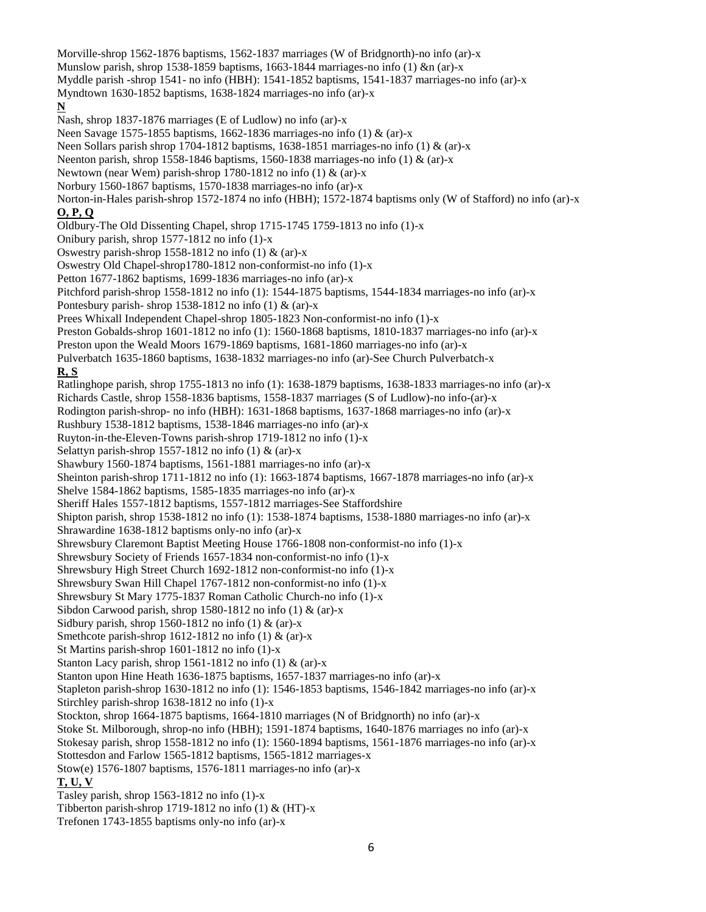Morville-shrop 1562-1876 baptisms, 1562-1837 marriages (W of Bridgnorth)-no info (ar)-x
Munslow parish, shrop 1538-1859 baptisms, 1663-1844 marriages-no info (1) &n (ar)-x
Myddle parish -shrop 1541- no info (HBH): 1541-1852 baptisms, 1541-1837 marriages-no info (ar)-x
Myndtown 1630-1852 baptisms, 1638-1824 marriages-no info (ar)-x

**N**

Nash, shrop 1837-1876 marriages (E of Ludlow) no info (ar)-x
Neen Savage 1575-1855 baptisms, 1662-1836 marriages-no info (1) & (ar)-x
Neen Sollars parish shrop 1704-1812 baptisms, 1638-1851 marriages-no info (1) & (ar)-x
Neenton parish, shrop 1558-1846 baptisms, 1560-1838 marriages-no info (1) & (ar)-x
Newtown (near Wem) parish-shrop 1780-1812 no info (1) & (ar)-x
Norbury 1560-1867 baptisms, 1570-1838 marriages-no info (ar)-x
Norton-in-Hales parish-shrop 1572-1874 no info (HBH); 1572-1874 baptisms only (W of Stafford) no info (ar)-x

**O, P, Q**

Oldbury-The Old Dissenting Chapel, shrop 1715-1745 1759-1813 no info (1)-x
Onibury parish, shrop 1577-1812 no info (1)-x
Oswestry parish-shrop 1558-1812 no info (1) & (ar)-x
Oswestry Old Chapel-shrop1780-1812 non-conformist-no info (1)-x
Petton 1677-1862 baptisms, 1699-1836 marriages-no info (ar)-x
Pitchford parish-shrop 1558-1812 no info (1): 1544-1875 baptisms, 1544-1834 marriages-no info (ar)-x
Pontesbury parish- shrop 1538-1812 no info (1) & (ar)-x
Prees Whixall Independent Chapel-shrop 1805-1823 Non-conformist-no info (1)-x
Preston Gobalds-shrop 1601-1812 no info (1): 1560-1868 baptisms, 1810-1837 marriages-no info (ar)-x
Preston upon the Weald Moors 1679-1869 baptisms, 1681-1860 marriages-no info (ar)-x
Pulverbatch 1635-1860 baptisms, 1638-1832 marriages-no info (ar)-See Church Pulverbatch-x

**R, S**

Ratlinghope parish, shrop 1755-1813 no info (1): 1638-1879 baptisms, 1638-1833 marriages-no info (ar)-x
Richards Castle, shrop 1558-1836 baptisms, 1558-1837 marriages (S of Ludlow)-no info-(ar)-x
Rodington parish-shrop- no info (HBH): 1631-1868 baptisms, 1637-1868 marriages-no info (ar)-x
Rushbury 1538-1812 baptisms, 1538-1846 marriages-no info (ar)-x
Ruyton-in-the-Eleven-Towns parish-shrop 1719-1812 no info (1)-x
Selattyn parish-shrop 1557-1812 no info (1) & (ar)-x
Shawbury 1560-1874 baptisms, 1561-1881 marriages-no info (ar)-x
Sheinton parish-shrop 1711-1812 no info (1): 1663-1874 baptisms, 1667-1878 marriages-no info (ar)-x
Shelve 1584-1862 baptisms, 1585-1835 marriages-no info (ar)-x
Sheriff Hales 1557-1812 baptisms, 1557-1812 marriages-See Staffordshire
Shipton parish, shrop 1538-1812 no info (1): 1538-1874 baptisms, 1538-1880 marriages-no info (ar)-x
Shrawardine 1638-1812 baptisms only-no info (ar)-x
Shrewsbury Claremont Baptist Meeting House 1766-1808 non-conformist-no info (1)-x
Shrewsbury Society of Friends 1657-1834 non-conformist-no info (1)-x
Shrewsbury High Street Church 1692-1812 non-conformist-no info (1)-x
Shrewsbury Swan Hill Chapel 1767-1812 non-conformist-no info (1)-x
Shrewsbury St Mary 1775-1837 Roman Catholic Church-no info (1)-x
Sibdon Carwood parish, shrop 1580-1812 no info (1) & (ar)-x
Sidbury parish, shrop 1560-1812 no info (1) & (ar)-x
Smethcote parish-shrop 1612-1812 no info (1) & (ar)-x
St Martins parish-shrop 1601-1812 no info (1)-x
Stanton Lacy parish, shrop 1561-1812 no info (1) & (ar)-x
Stanton upon Hine Heath 1636-1875 baptisms, 1657-1837 marriages-no info (ar)-x
Stapleton parish-shrop 1630-1812 no info (1): 1546-1853 baptisms, 1546-1842 marriages-no info (ar)-x
Stirchley parish-shrop 1638-1812 no info (1)-x
Stockton, shrop 1664-1875 baptisms, 1664-1810 marriages (N of Bridgnorth) no info (ar)-x
Stoke St. Milborough, shrop-no info (HBH); 1591-1874 baptisms, 1640-1876 marriages no info (ar)-x
Stokesay parish, shrop 1558-1812 no info (1): 1560-1894 baptisms, 1561-1876 marriages-no info (ar)-x
Stottesdon and Farlow 1565-1812 baptisms, 1565-1812 marriages-x
Stow(e) 1576-1807 baptisms, 1576-1811 marriages-no info (ar)-x

**T, U, V**

Tasley parish, shrop 1563-1812 no info (1)-x
Tibberton parish-shrop 1719-1812 no info (1) & (HT)-x
Trefonen 1743-1855 baptisms only-no info (ar)-x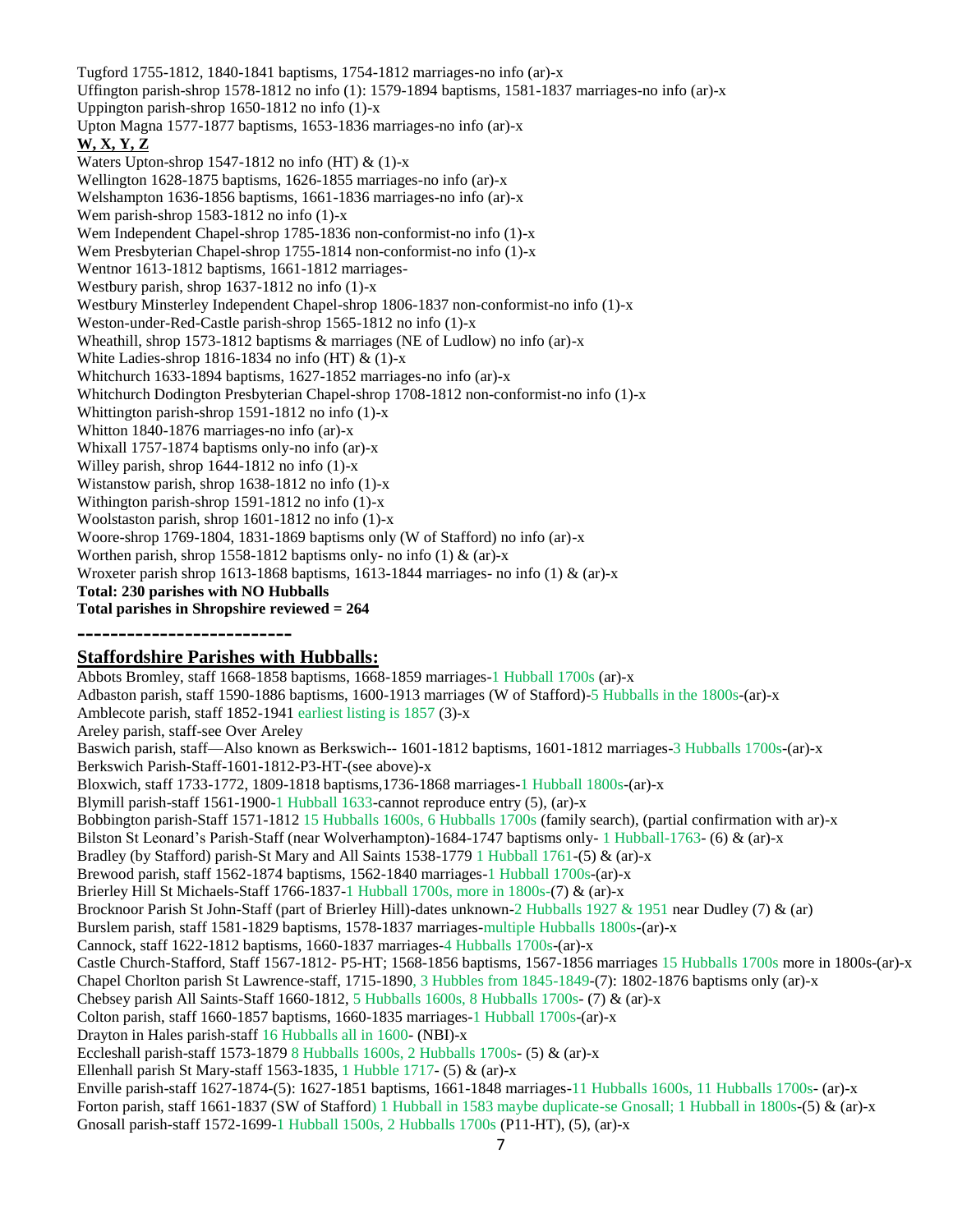Tugford 1755-1812, 1840-1841 baptisms, 1754-1812 marriages-no info (ar)-x
Uffington parish-shrop 1578-1812 no info (1): 1579-1894 baptisms, 1581-1837 marriages-no info (ar)-x
Uppington parish-shrop 1650-1812 no info (1)-x
Upton Magna 1577-1877 baptisms, 1653-1836 marriages-no info (ar)-x

**W, X, Y, Z**

Waters Upton-shrop 1547-1812 no info (HT) & (1)-x
Wellington 1628-1875 baptisms, 1626-1855 marriages-no info (ar)-x
Welshampton 1636-1856 baptisms, 1661-1836 marriages-no info (ar)-x
Wem parish-shrop 1583-1812 no info (1)-x
Wem Independent Chapel-shrop 1785-1836 non-conformist-no info (1)-x
Wem Presbyterian Chapel-shrop 1755-1814 non-conformist-no info (1)-x
Wentnor 1613-1812 baptisms, 1661-1812 marriages-
Westbury parish, shrop 1637-1812 no info (1)-x
Westbury Minsterley Independent Chapel-shrop 1806-1837 non-conformist-no info (1)-x
Weston-under-Red-Castle parish-shrop 1565-1812 no info (1)-x
Wheathill, shrop 1573-1812 baptisms & marriages (NE of Ludlow) no info (ar)-x
White Ladies-shrop 1816-1834 no info (HT) & (1)-x
Whitchurch 1633-1894 baptisms, 1627-1852 marriages-no info (ar)-x
Whitchurch Dodington Presbyterian Chapel-shrop 1708-1812 non-conformist-no info (1)-x
Whittington parish-shrop 1591-1812 no info (1)-x
Whitton 1840-1876 marriages-no info (ar)-x
Whixall 1757-1874 baptisms only-no info (ar)-x
Willey parish, shrop 1644-1812 no info (1)-x
Wistanstow parish, shrop 1638-1812 no info (1)-x
Withington parish-shrop 1591-1812 no info (1)-x
Woolstaston parish, shrop 1601-1812 no info (1)-x
Woore-shrop 1769-1804, 1831-1869 baptisms only (W of Stafford) no info (ar)-x
Worthen parish, shrop 1558-1812 baptisms only- no info (1) & (ar)-x
Wroxeter parish shrop 1613-1868 baptisms, 1613-1844 marriages- no info (1) & (ar)-x

**Total: 230 parishes with NO Hubballs**
**Total parishes in Shropshire reviewed = 264**

---

## Staffordshire Parishes with Hubballs:

Abbots Bromley, staff 1668-1858 baptisms, 1668-1859 marriages-1 Hubball 1700s (ar)-x
Adbaston parish, staff 1590-1886 baptisms, 1600-1913 marriages (W of Stafford)-5 Hubballs in the 1800s-(ar)-x
Amblecote parish, staff 1852-1941 earliest listing is 1857 (3)-x
Areley parish, staff-see Over Areley
Baswich parish, staff—Also known as Berkswich-- 1601-1812 baptisms, 1601-1812 marriages-3 Hubballs 1700s-(ar)-x
Berkswich Parish-Staff-1601-1812-P3-HT-(see above)-x
Bloxwich, staff 1733-1772, 1809-1818 baptisms,1736-1868 marriages-1 Hubball 1800s-(ar)-x
Blymill parish-staff 1561-1900-1 Hubball 1633-cannot reproduce entry (5), (ar)-x
Bobbington parish-Staff 1571-1812 15 Hubballs 1600s, 6 Hubballs 1700s (family search), (partial confirmation with ar)-x
Bilston St Leonard's Parish-Staff (near Wolverhampton)-1684-1747 baptisms only- 1 Hubball-1763- (6) & (ar)-x
Bradley (by Stafford) parish-St Mary and All Saints 1538-1779 1 Hubball 1761-(5) & (ar)-x
Brewood parish, staff 1562-1874 baptisms, 1562-1840 marriages-1 Hubball 1700s-(ar)-x
Brierley Hill St Michaels-Staff 1766-1837-1 Hubball 1700s, more in 1800s-(7) & (ar)-x
Brocknoor Parish St John-Staff (part of Brierley Hill)-dates unknown-2 Hubballs 1927 & 1951 near Dudley (7) & (ar)
Burslem parish, staff 1581-1829 baptisms, 1578-1837 marriages-multiple Hubballs 1800s-(ar)-x
Cannock, staff 1622-1812 baptisms, 1660-1837 marriages-4 Hubballs 1700s-(ar)-x
Castle Church-Stafford, Staff 1567-1812- P5-HT; 1568-1856 baptisms, 1567-1856 marriages 15 Hubballs 1700s more in 1800s-(ar)-x
Chapel Chorlton parish St Lawrence-staff, 1715-1890, 3 Hubbles from 1845-1849-(7): 1802-1876 baptisms only (ar)-x
Chebsey parish All Saints-Staff 1660-1812, 5 Hubballs 1600s, 8 Hubballs 1700s- (7) & (ar)-x
Colton parish, staff 1660-1857 baptisms, 1660-1835 marriages-1 Hubball 1700s-(ar)-x
Drayton in Hales parish-staff 16 Hubballs all in 1600- (NBI)-x
Eccleshall parish-staff 1573-1879 8 Hubballs 1600s, 2 Hubballs 1700s- (5) & (ar)-x
Ellenhall parish St Mary-staff 1563-1835, 1 Hubble 1717- (5) & (ar)-x
Enville parish-staff 1627-1874-(5): 1627-1851 baptisms, 1661-1848 marriages-11 Hubballs 1600s, 11 Hubballs 1700s- (ar)-x
Forton parish, staff 1661-1837 (SW of Stafford) 1 Hubball in 1583 maybe duplicate-se Gnosall; 1 Hubball in 1800s-(5) & (ar)-x
Gnosall parish-staff 1572-1699-1 Hubball 1500s, 2 Hubballs 1700s (P11-HT), (5), (ar)-x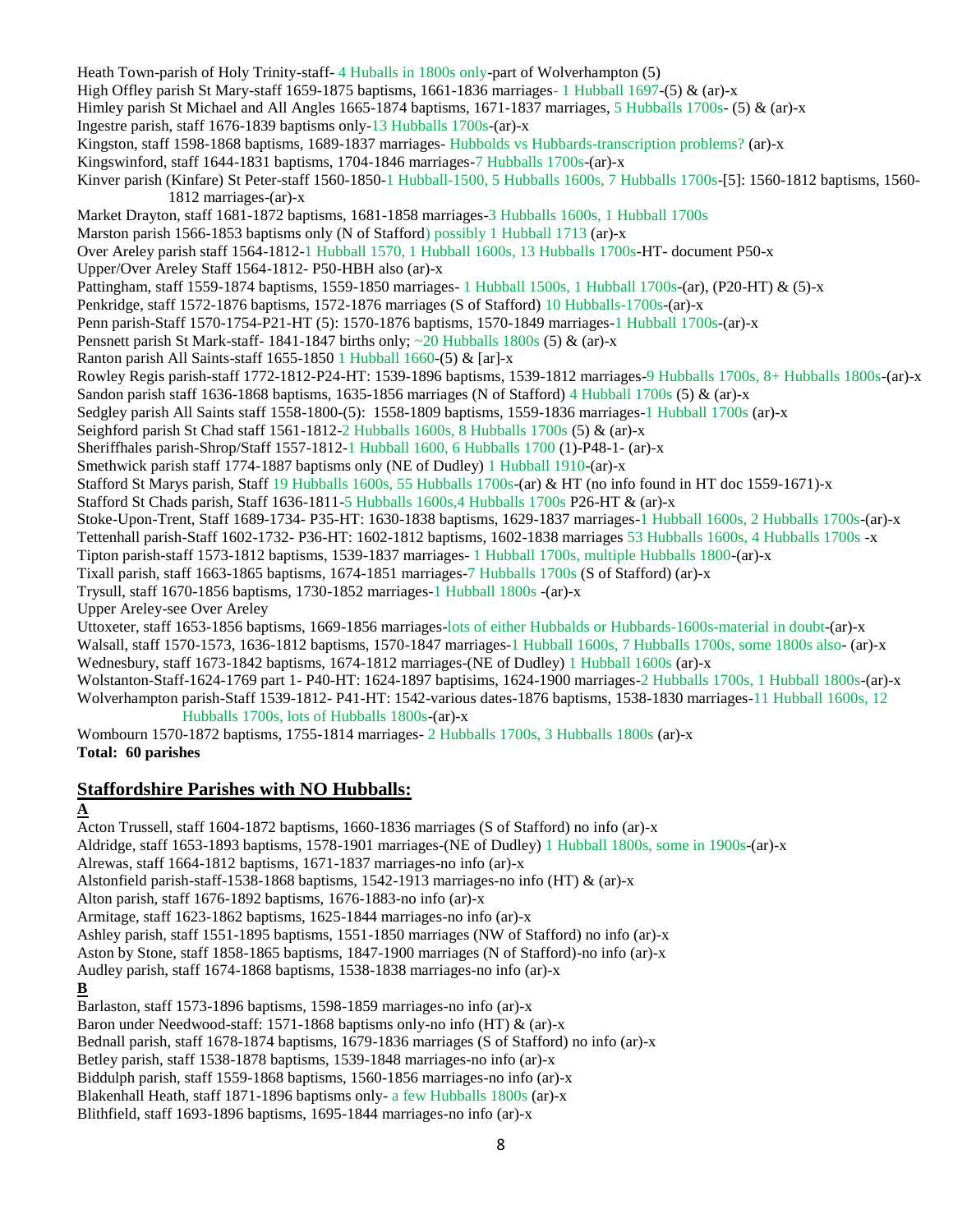Heath Town-parish of Holy Trinity-staff- 4 Huballs in 1800s only-part of Wolverhampton (5)

High Offley parish St Mary-staff 1659-1875 baptisms, 1661-1836 marriages- 1 Hubball 1697-(5) & (ar)-x

Himley parish St Michael and All Angles 1665-1874 baptisms, 1671-1837 marriages, 5 Hubballs 1700s- (5) & (ar)-x

Ingestre parish, staff 1676-1839 baptisms only-13 Hubballs 1700s-(ar)-x

Kingston, staff 1598-1868 baptisms, 1689-1837 marriages- Hubbolds vs Hubbards-transcription problems? (ar)-x

Kingswinford, staff 1644-1831 baptisms, 1704-1846 marriages-7 Hubballs 1700s-(ar)-x

Kinver parish (Kinfare) St Peter-staff 1560-1850-1 Hubball-1500, 5 Hubballs 1600s, 7 Hubballs 1700s-[5]: 1560-1812 baptisms, 1560-1812 marriages-(ar)-x

Market Drayton, staff 1681-1872 baptisms, 1681-1858 marriages-3 Hubballs 1600s, 1 Hubball 1700s

Marston parish 1566-1853 baptisms only (N of Stafford) possibly 1 Hubball 1713 (ar)-x

Over Areley parish staff 1564-1812-1 Hubball 1570, 1 Hubball 1600s, 13 Hubballs 1700s-HT- document P50-x

Upper/Over Areley Staff 1564-1812- P50-HBH also (ar)-x

Pattingham, staff 1559-1874 baptisms, 1559-1850 marriages- 1 Hubball 1500s, 1 Hubball 1700s-(ar), (P20-HT) & (5)-x

Penkridge, staff 1572-1876 baptisms, 1572-1876 marriages (S of Stafford) 10 Hubballs-1700s-(ar)-x

Penn parish-Staff 1570-1754-P21-HT (5): 1570-1876 baptisms, 1570-1849 marriages-1 Hubball 1700s-(ar)-x

Pensnett parish St Mark-staff- 1841-1847 births only; ~20 Hubballs 1800s (5) & (ar)-x

Ranton parish All Saints-staff 1655-1850 1 Hubball 1660-(5) & [ar]-x

Rowley Regis parish-staff 1772-1812-P24-HT: 1539-1896 baptisms, 1539-1812 marriages-9 Hubballs 1700s, 8+ Hubballs 1800s-(ar)-x

Sandon parish staff 1636-1868 baptisms, 1635-1856 marriages (N of Stafford) 4 Hubball 1700s (5) & (ar)-x

Sedgley parish All Saints staff 1558-1800-(5): 1558-1809 baptisms, 1559-1836 marriages-1 Hubball 1700s (ar)-x

Seighford parish St Chad staff 1561-1812-2 Hubballs 1600s, 8 Hubballs 1700s (5) & (ar)-x

Sheriffhales parish-Shrop/Staff 1557-1812-1 Hubball 1600, 6 Hubballs 1700 (1)-P48-1- (ar)-x

Smethwick parish staff 1774-1887 baptisms only (NE of Dudley) 1 Hubball 1910-(ar)-x

Stafford St Marys parish, Staff 19 Hubballs 1600s, 55 Hubballs 1700s-(ar) & HT (no info found in HT doc 1559-1671)-x

Stafford St Chads parish, Staff 1636-1811-5 Hubballs 1600s,4 Hubballs 1700s P26-HT & (ar)-x

Stoke-Upon-Trent, Staff 1689-1734- P35-HT: 1630-1838 baptisms, 1629-1837 marriages-1 Hubball 1600s, 2 Hubballs 1700s-(ar)-x

Tettenhall parish-Staff 1602-1732- P36-HT: 1602-1812 baptisms, 1602-1838 marriages 53 Hubballs 1600s, 4 Hubballs 1700s -x

Tipton parish-staff 1573-1812 baptisms, 1539-1837 marriages- 1 Hubball 1700s, multiple Hubballs 1800-(ar)-x

Tixall parish, staff 1663-1865 baptisms, 1674-1851 marriages-7 Hubballs 1700s (S of Stafford) (ar)-x

Trysull, staff 1670-1856 baptisms, 1730-1852 marriages-1 Hubball 1800s -(ar)-x

Upper Areley-see Over Areley

Uttoxeter, staff 1653-1856 baptisms, 1669-1856 marriages-lots of either Hubbalds or Hubbards-1600s-material in doubt-(ar)-x

Walsall, staff 1570-1573, 1636-1812 baptisms, 1570-1847 marriages-1 Hubball 1600s, 7 Hubballs 1700s, some 1800s also- (ar)-x

Wednesbury, staff 1673-1842 baptisms, 1674-1812 marriages-(NE of Dudley) 1 Hubball 1600s (ar)-x

Wolstanton-Staff-1624-1769 part 1- P40-HT: 1624-1897 baptisims, 1624-1900 marriages-2 Hubballs 1700s, 1 Hubball 1800s-(ar)-x

Wolverhampton parish-Staff 1539-1812- P41-HT: 1542-various dates-1876 baptisms, 1538-1830 marriages-11 Hubball 1600s, 12 Hubballs 1700s, lots of Hubballs 1800s-(ar)-x

Wombourn 1570-1872 baptisms, 1755-1814 marriages- 2 Hubballs 1700s, 3 Hubballs 1800s (ar)-x

**Total: 60 parishes**

## Staffordshire Parishes with NO Hubballs:

**A**

Acton Trussell, staff 1604-1872 baptisms, 1660-1836 marriages (S of Stafford) no info (ar)-x

Aldridge, staff 1653-1893 baptisms, 1578-1901 marriages-(NE of Dudley) 1 Hubball 1800s, some in 1900s-(ar)-x

Alrewas, staff 1664-1812 baptisms, 1671-1837 marriages-no info (ar)-x

Alstonfield parish-staff-1538-1868 baptisms, 1542-1913 marriages-no info (HT) & (ar)-x

Alton parish, staff 1676-1892 baptisms, 1676-1883-no info (ar)-x

Armitage, staff 1623-1862 baptisms, 1625-1844 marriages-no info (ar)-x

Ashley parish, staff 1551-1895 baptisms, 1551-1850 marriages (NW of Stafford) no info (ar)-x

Aston by Stone, staff 1858-1865 baptisms, 1847-1900 marriages (N of Stafford)-no info (ar)-x

Audley parish, staff 1674-1868 baptisms, 1538-1838 marriages-no info (ar)-x

**B**

Barlaston, staff 1573-1896 baptisms, 1598-1859 marriages-no info (ar)-x

Baron under Needwood-staff: 1571-1868 baptisms only-no info (HT) & (ar)-x

Bednall parish, staff 1678-1874 baptisms, 1679-1836 marriages (S of Stafford) no info (ar)-x

Betley parish, staff 1538-1878 baptisms, 1539-1848 marriages-no info (ar)-x

Biddulph parish, staff 1559-1868 baptisms, 1560-1856 marriages-no info (ar)-x

Blakenhall Heath, staff 1871-1896 baptisms only- a few Hubballs 1800s (ar)-x

Blithfield, staff 1693-1896 baptisms, 1695-1844 marriages-no info (ar)-x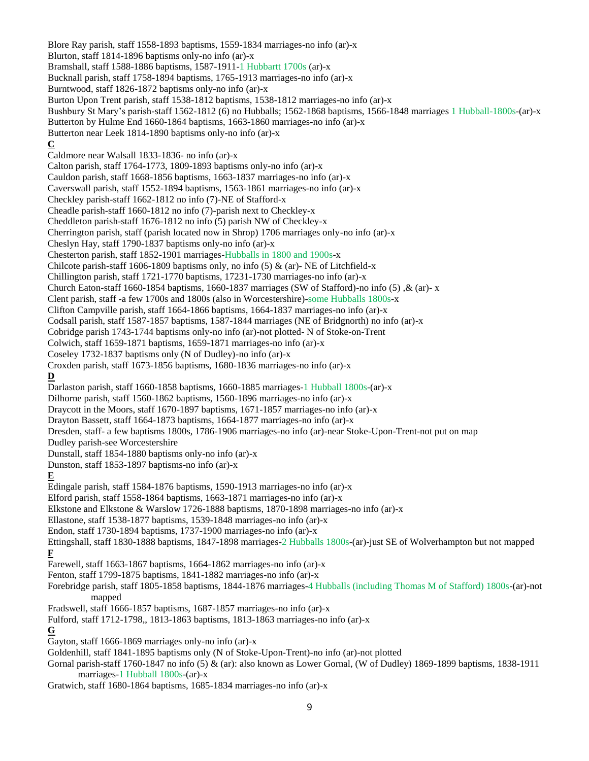Blore Ray parish, staff 1558-1893 baptisms, 1559-1834 marriages-no info (ar)-x

Blurton, staff 1814-1896 baptisms only-no info (ar)-x

Bramshall, staff 1588-1886 baptisms, 1587-1911-1 Hubbartt 1700s (ar)-x

Bucknall parish, staff 1758-1894 baptisms, 1765-1913 marriages-no info (ar)-x

Burntwood, staff 1826-1872 baptisms only-no info (ar)-x

Burton Upon Trent parish, staff 1538-1812 baptisms, 1538-1812 marriages-no info (ar)-x

Bushbury St Mary's parish-staff 1562-1812 (6) no Hubballs; 1562-1868 baptisms, 1566-1848 marriages 1 Hubball-1800s-(ar)-x

Butterton by Hulme End 1660-1864 baptisms, 1663-1860 marriages-no info (ar)-x

Butterton near Leek 1814-1890 baptisms only-no info (ar)-x

**C**

Caldmore near Walsall 1833-1836- no info (ar)-x

Calton parish, staff 1764-1773, 1809-1893 baptisms only-no info (ar)-x

Cauldon parish, staff 1668-1856 baptisms, 1663-1837 marriages-no info (ar)-x

Caverswall parish, staff 1552-1894 baptisms, 1563-1861 marriages-no info (ar)-x

Checkley parish-staff 1662-1812 no info (7)-NE of Stafford-x

Cheadle parish-staff 1660-1812 no info (7)-parish next to Checkley-x

Cheddleton parish-staff 1676-1812 no info (5) parish NW of Checkley-x

Cherrington parish, staff (parish located now in Shrop) 1706 marriages only-no info (ar)-x

Cheslyn Hay, staff 1790-1837 baptisms only-no info (ar)-x

Chesterton parish, staff 1852-1901 marriages-Hubballs in 1800 and 1900s-x

Chilcote parish-staff 1606-1809 baptisms only, no info (5) & (ar)- NE of Litchfield-x

Chillington parish, staff 1721-1770 baptisms, 17231-1730 marriages-no info (ar)-x

Church Eaton-staff 1660-1854 baptisms, 1660-1837 marriages (SW of Stafford)-no info (5) ,& (ar)- x

Clent parish, staff -a few 1700s and 1800s (also in Worcestershire)-some Hubballs 1800s-x

Clifton Campville parish, staff 1664-1866 baptisms, 1664-1837 marriages-no info (ar)-x

Codsall parish, staff 1587-1857 baptisms, 1587-1844 marriages (NE of Bridgnorth) no info (ar)-x

Cobridge parish 1743-1744 baptisms only-no info (ar)-not plotted- N of Stoke-on-Trent

Colwich, staff 1659-1871 baptisms, 1659-1871 marriages-no info (ar)-x

Coseley 1732-1837 baptisms only (N of Dudley)-no info (ar)-x

Croxden parish, staff 1673-1856 baptisms, 1680-1836 marriages-no info (ar)-x

**D**

Darlaston parish, staff 1660-1858 baptisms, 1660-1885 marriages-1 Hubball 1800s-(ar)-x

Dilhorne parish, staff 1560-1862 baptisms, 1560-1896 marriages-no info (ar)-x

Draycott in the Moors, staff 1670-1897 baptisms, 1671-1857 marriages-no info (ar)-x

Drayton Bassett, staff 1664-1873 baptisms, 1664-1877 marriages-no info (ar)-x

Dresden, staff- a few baptisms 1800s, 1786-1906 marriages-no info (ar)-near Stoke-Upon-Trent-not put on map

Dudley parish-see Worcestershire

Dunstall, staff 1854-1880 baptisms only-no info (ar)-x

Dunston, staff 1853-1897 baptisms-no info (ar)-x

**E**

Edingale parish, staff 1584-1876 baptisms, 1590-1913 marriages-no info (ar)-x

Elford parish, staff 1558-1864 baptisms, 1663-1871 marriages-no info (ar)-x

Elkstone and Elkstone & Warslow 1726-1888 baptisms, 1870-1898 marriages-no info (ar)-x

Ellastone, staff 1538-1877 baptisms, 1539-1848 marriages-no info (ar)-x

Endon, staff 1730-1894 baptisms, 1737-1900 marriages-no info (ar)-x

Ettingshall, staff 1830-1888 baptisms, 1847-1898 marriages-2 Hubballs 1800s-(ar)-just SE of Wolverhampton but not mapped

**F**

Farewell, staff 1663-1867 baptisms, 1664-1862 marriages-no info (ar)-x

Fenton, staff 1799-1875 baptisms, 1841-1882 marriages-no info (ar)-x

Forebridge parish, staff 1805-1858 baptisms, 1844-1876 marriages-4 Hubballs (including Thomas M of Stafford) 1800s-(ar)-not mapped

Fradswell, staff 1666-1857 baptisms, 1687-1857 marriages-no info (ar)-x

Fulford, staff 1712-1798,, 1813-1863 baptisms, 1813-1863 marriages-no info (ar)-x

**G**

Gayton, staff 1666-1869 marriages only-no info (ar)-x

Goldenhill, staff 1841-1895 baptisms only (N of Stoke-Upon-Trent)-no info (ar)-not plotted

Gornal parish-staff 1760-1847 no info (5) & (ar): also known as Lower Gornal, (W of Dudley) 1869-1899 baptisms, 1838-1911 marriages-1 Hubball 1800s-(ar)-x

Gratwich, staff 1680-1864 baptisms, 1685-1834 marriages-no info (ar)-x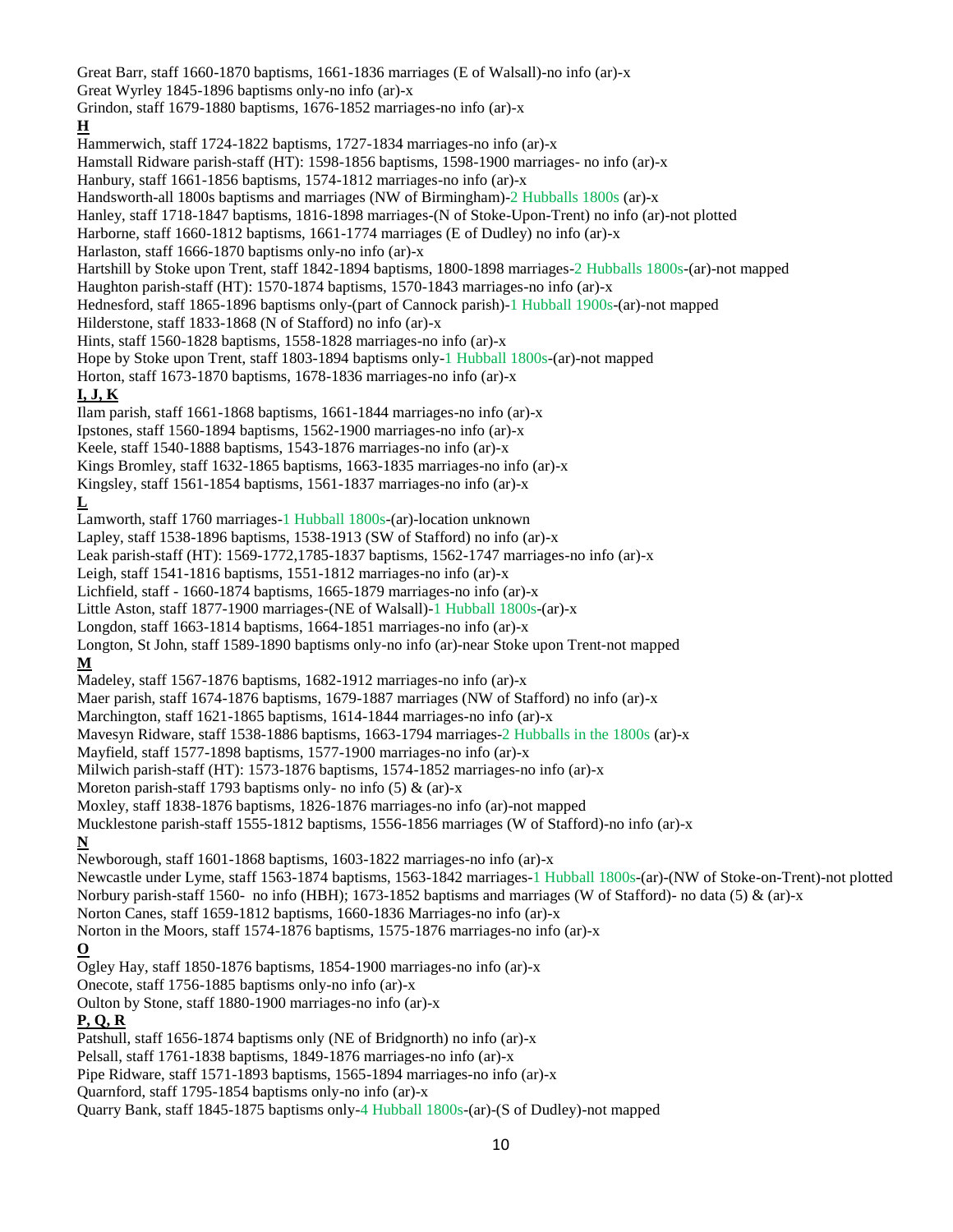Great Barr, staff 1660-1870 baptisms, 1661-1836 marriages (E of Walsall)-no info (ar)-x

Great Wyrley 1845-1896 baptisms only-no info (ar)-x

Grindon, staff 1679-1880 baptisms, 1676-1852 marriages-no info (ar)-x

**H**

Hammerwich, staff 1724-1822 baptisms, 1727-1834 marriages-no info (ar)-x

Hamstall Ridware parish-staff (HT): 1598-1856 baptisms, 1598-1900 marriages- no info (ar)-x

Hanbury, staff 1661-1856 baptisms, 1574-1812 marriages-no info (ar)-x

Handsworth-all 1800s baptisms and marriages (NW of Birmingham)-2 Hubballs 1800s (ar)-x

Hanley, staff 1718-1847 baptisms, 1816-1898 marriages-(N of Stoke-Upon-Trent) no info (ar)-not plotted

Harborne, staff 1660-1812 baptisms, 1661-1774 marriages (E of Dudley) no info (ar)-x

Harlaston, staff 1666-1870 baptisms only-no info (ar)-x

Hartshill by Stoke upon Trent, staff 1842-1894 baptisms, 1800-1898 marriages-2 Hubballs 1800s-(ar)-not mapped

Haughton parish-staff (HT): 1570-1874 baptisms, 1570-1843 marriages-no info (ar)-x

Hednesford, staff 1865-1896 baptisms only-(part of Cannock parish)-1 Hubball 1900s-(ar)-not mapped

Hilderstone, staff 1833-1868 (N of Stafford) no info (ar)-x

Hints, staff 1560-1828 baptisms, 1558-1828 marriages-no info (ar)-x

Hope by Stoke upon Trent, staff 1803-1894 baptisms only-1 Hubball 1800s-(ar)-not mapped

Horton, staff 1673-1870 baptisms, 1678-1836 marriages-no info (ar)-x

**I, J, K**

Ilam parish, staff 1661-1868 baptisms, 1661-1844 marriages-no info (ar)-x

Ipstones, staff 1560-1894 baptisms, 1562-1900 marriages-no info (ar)-x

Keele, staff 1540-1888 baptisms, 1543-1876 marriages-no info (ar)-x

Kings Bromley, staff 1632-1865 baptisms, 1663-1835 marriages-no info (ar)-x

Kingsley, staff 1561-1854 baptisms, 1561-1837 marriages-no info (ar)-x

**L**

Lamworth, staff 1760 marriages-1 Hubball 1800s-(ar)-location unknown

Lapley, staff 1538-1896 baptisms, 1538-1913 (SW of Stafford) no info (ar)-x

Leak parish-staff (HT): 1569-1772,1785-1837 baptisms, 1562-1747 marriages-no info (ar)-x

Leigh, staff 1541-1816 baptisms, 1551-1812 marriages-no info (ar)-x

Lichfield, staff - 1660-1874 baptisms, 1665-1879 marriages-no info (ar)-x

Little Aston, staff 1877-1900 marriages-(NE of Walsall)-1 Hubball 1800s-(ar)-x

Longdon, staff 1663-1814 baptisms, 1664-1851 marriages-no info (ar)-x

Longton, St John, staff 1589-1890 baptisms only-no info (ar)-near Stoke upon Trent-not mapped

**M**

Madeley, staff 1567-1876 baptisms, 1682-1912 marriages-no info (ar)-x

Maer parish, staff 1674-1876 baptisms, 1679-1887 marriages (NW of Stafford) no info (ar)-x

Marchington, staff 1621-1865 baptisms, 1614-1844 marriages-no info (ar)-x

Mavesyn Ridware, staff 1538-1886 baptisms, 1663-1794 marriages-2 Hubballs in the 1800s (ar)-x

Mayfield, staff 1577-1898 baptisms, 1577-1900 marriages-no info (ar)-x

Milwich parish-staff (HT): 1573-1876 baptisms, 1574-1852 marriages-no info (ar)-x

Moreton parish-staff 1793 baptisms only- no info (5) & (ar)-x

Moxley, staff 1838-1876 baptisms, 1826-1876 marriages-no info (ar)-not mapped

Mucklestone parish-staff 1555-1812 baptisms, 1556-1856 marriages (W of Stafford)-no info (ar)-x

**N**

Newborough, staff 1601-1868 baptisms, 1603-1822 marriages-no info (ar)-x

Newcastle under Lyme, staff 1563-1874 baptisms, 1563-1842 marriages-1 Hubball 1800s-(ar)-(NW of Stoke-on-Trent)-not plotted

Norbury parish-staff 1560- no info (HBH); 1673-1852 baptisms and marriages (W of Stafford)- no data (5) & (ar)-x

Norton Canes, staff 1659-1812 baptisms, 1660-1836 Marriages-no info (ar)-x

Norton in the Moors, staff 1574-1876 baptisms, 1575-1876 marriages-no info (ar)-x

**O**

Ogley Hay, staff 1850-1876 baptisms, 1854-1900 marriages-no info (ar)-x

Onecote, staff 1756-1885 baptisms only-no info (ar)-x

Oulton by Stone, staff 1880-1900 marriages-no info (ar)-x

**P, Q, R**

Patshull, staff 1656-1874 baptisms only (NE of Bridgnorth) no info (ar)-x

Pelsall, staff 1761-1838 baptisms, 1849-1876 marriages-no info (ar)-x

Pipe Ridware, staff 1571-1893 baptisms, 1565-1894 marriages-no info (ar)-x

Quarnford, staff 1795-1854 baptisms only-no info (ar)-x

Quarry Bank, staff 1845-1875 baptisms only-4 Hubball 1800s-(ar)-(S of Dudley)-not mapped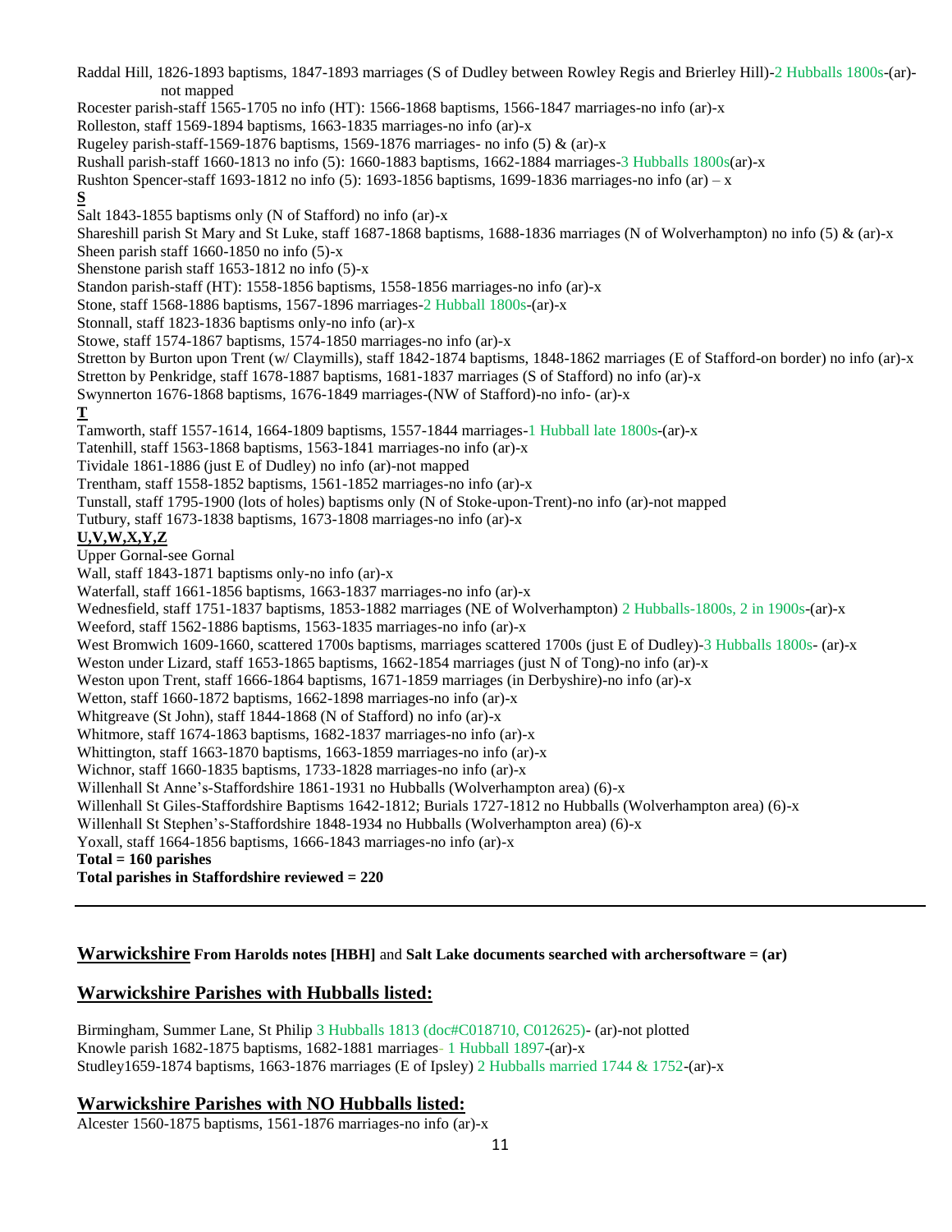Raddal Hill, 1826-1893 baptisms, 1847-1893 marriages (S of Dudley between Rowley Regis and Brierley Hill)-2 Hubballs 1800s-(ar)-not mapped

Rocester parish-staff 1565-1705 no info (HT): 1566-1868 baptisms, 1566-1847 marriages-no info (ar)-x

Rolleston, staff 1569-1894 baptisms, 1663-1835 marriages-no info (ar)-x

Rugeley parish-staff-1569-1876 baptisms, 1569-1876 marriages- no info (5) & (ar)-x

Rushall parish-staff 1660-1813 no info (5): 1660-1883 baptisms, 1662-1884 marriages-3 Hubballs 1800s(ar)-x

Rushton Spencer-staff 1693-1812 no info (5): 1693-1856 baptisms, 1699-1836 marriages-no info (ar) – x

**S**

Salt 1843-1855 baptisms only (N of Stafford) no info (ar)-x

Shareshill parish St Mary and St Luke, staff 1687-1868 baptisms, 1688-1836 marriages (N of Wolverhampton) no info (5) & (ar)-x

Sheen parish staff 1660-1850 no info (5)-x

Shenstone parish staff 1653-1812 no info (5)-x

Standon parish-staff (HT): 1558-1856 baptisms, 1558-1856 marriages-no info (ar)-x

Stone, staff 1568-1886 baptisms, 1567-1896 marriages-2 Hubball 1800s-(ar)-x

Stonnall, staff 1823-1836 baptisms only-no info (ar)-x

Stowe, staff 1574-1867 baptisms, 1574-1850 marriages-no info (ar)-x

Stretton by Burton upon Trent (w/ Claymills), staff 1842-1874 baptisms, 1848-1862 marriages (E of Stafford-on border) no info (ar)-x

Stretton by Penkridge, staff 1678-1887 baptisms, 1681-1837 marriages (S of Stafford) no info (ar)-x

Swynnerton 1676-1868 baptisms, 1676-1849 marriages-(NW of Stafford)-no info- (ar)-x

**T**

Tamworth, staff 1557-1614, 1664-1809 baptisms, 1557-1844 marriages-1 Hubball late 1800s-(ar)-x

Tatenhill, staff 1563-1868 baptisms, 1563-1841 marriages-no info (ar)-x

Tividale 1861-1886 (just E of Dudley) no info (ar)-not mapped

Trentham, staff 1558-1852 baptisms, 1561-1852 marriages-no info (ar)-x

Tunstall, staff 1795-1900 (lots of holes) baptisms only (N of Stoke-upon-Trent)-no info (ar)-not mapped

Tutbury, staff 1673-1838 baptisms, 1673-1808 marriages-no info (ar)-x

**U,V,W,X,Y,Z**

Upper Gornal-see Gornal

Wall, staff 1843-1871 baptisms only-no info (ar)-x

Waterfall, staff 1661-1856 baptisms, 1663-1837 marriages-no info (ar)-x

Wednesfield, staff 1751-1837 baptisms, 1853-1882 marriages (NE of Wolverhampton) 2 Hubballs-1800s, 2 in 1900s-(ar)-x

Weeford, staff 1562-1886 baptisms, 1563-1835 marriages-no info (ar)-x

West Bromwich 1609-1660, scattered 1700s baptisms, marriages scattered 1700s (just E of Dudley)-3 Hubballs 1800s- (ar)-x

Weston under Lizard, staff 1653-1865 baptisms, 1662-1854 marriages (just N of Tong)-no info (ar)-x

Weston upon Trent, staff 1666-1864 baptisms, 1671-1859 marriages (in Derbyshire)-no info (ar)-x

Wetton, staff 1660-1872 baptisms, 1662-1898 marriages-no info (ar)-x

Whitgreave (St John), staff 1844-1868 (N of Stafford) no info (ar)-x

Whitmore, staff 1674-1863 baptisms, 1682-1837 marriages-no info (ar)-x

Whittington, staff 1663-1870 baptisms, 1663-1859 marriages-no info (ar)-x

Wichnor, staff 1660-1835 baptisms, 1733-1828 marriages-no info (ar)-x

Willenhall St Anne's-Staffordshire 1861-1931 no Hubballs (Wolverhampton area) (6)-x

Willenhall St Giles-Staffordshire Baptisms 1642-1812; Burials 1727-1812 no Hubballs (Wolverhampton area) (6)-x

Willenhall St Stephen's-Staffordshire 1848-1934 no Hubballs (Wolverhampton area) (6)-x

Yoxall, staff 1664-1856 baptisms, 1666-1843 marriages-no info (ar)-x

**Total = 160 parishes**

**Total parishes in Staffordshire reviewed = 220**

---

## Warwickshire **From Harolds notes [HBH]** and **Salt Lake documents searched with archersoftware = (ar)**

## Warwickshire Parishes with Hubballs listed:

Birmingham, Summer Lane, St Philip 3 Hubballs 1813 (doc#C018710, C012625)- (ar)-not plotted

Knowle parish 1682-1875 baptisms, 1682-1881 marriages- 1 Hubball 1897-(ar)-x

Studley1659-1874 baptisms, 1663-1876 marriages (E of Ipsley) 2 Hubballs married 1744 & 1752-(ar)-x

## Warwickshire Parishes with NO Hubballs listed:

Alcester 1560-1875 baptisms, 1561-1876 marriages-no info (ar)-x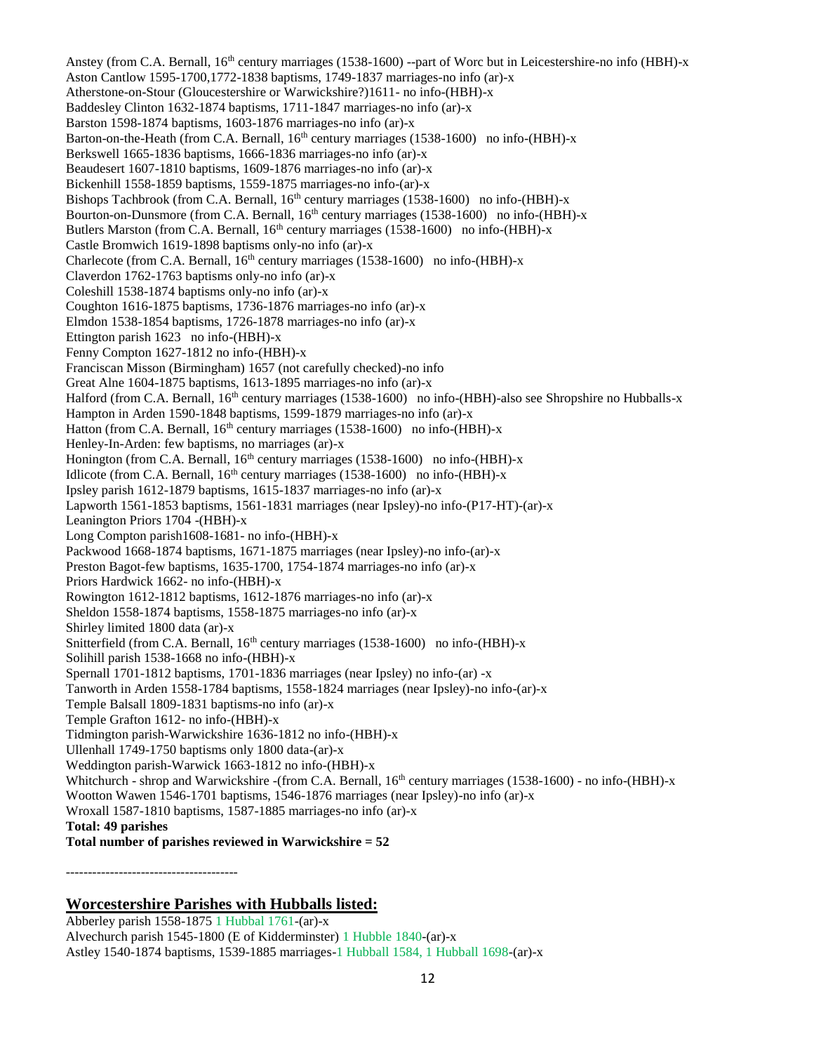Anstey (from C.A. Bernall, 16th century marriages (1538-1600) --part of Worc but in Leicestershire-no info (HBH)-x
Aston Cantlow 1595-1700,1772-1838 baptisms, 1749-1837 marriages-no info (ar)-x
Atherstone-on-Stour (Gloucestershire or Warwickshire?)1611- no info-(HBH)-x
Baddesley Clinton 1632-1874 baptisms, 1711-1847 marriages-no info (ar)-x
Barston 1598-1874 baptisms, 1603-1876 marriages-no info (ar)-x
Barton-on-the-Heath (from C.A. Bernall, 16th century marriages (1538-1600) no info-(HBH)-x
Berkswell 1665-1836 baptisms, 1666-1836 marriages-no info (ar)-x
Beaudesert 1607-1810 baptisms, 1609-1876 marriages-no info (ar)-x
Bickenhill 1558-1859 baptisms, 1559-1875 marriages-no info-(ar)-x
Bishops Tachbrook (from C.A. Bernall, 16th century marriages (1538-1600) no info-(HBH)-x
Bourton-on-Dunsmore (from C.A. Bernall, 16th century marriages (1538-1600) no info-(HBH)-x
Butlers Marston (from C.A. Bernall, 16th century marriages (1538-1600) no info-(HBH)-x
Castle Bromwich 1619-1898 baptisms only-no info (ar)-x
Charlecote (from C.A. Bernall, 16th century marriages (1538-1600) no info-(HBH)-x
Claverdon 1762-1763 baptisms only-no info (ar)-x
Coleshill 1538-1874 baptisms only-no info (ar)-x
Coughton 1616-1875 baptisms, 1736-1876 marriages-no info (ar)-x
Elmdon 1538-1854 baptisms, 1726-1878 marriages-no info (ar)-x
Ettington parish 1623 no info-(HBH)-x
Fenny Compton 1627-1812 no info-(HBH)-x
Franciscan Misson (Birmingham) 1657 (not carefully checked)-no info
Great Alne 1604-1875 baptisms, 1613-1895 marriages-no info (ar)-x
Halford (from C.A. Bernall, 16th century marriages (1538-1600) no info-(HBH)-also see Shropshire no Hubballs-x
Hampton in Arden 1590-1848 baptisms, 1599-1879 marriages-no info (ar)-x
Hatton (from C.A. Bernall, 16th century marriages (1538-1600) no info-(HBH)-x
Henley-In-Arden: few baptisms, no marriages (ar)-x
Honington (from C.A. Bernall, 16th century marriages (1538-1600) no info-(HBH)-x
Idlicote (from C.A. Bernall, 16th century marriages (1538-1600) no info-(HBH)-x
Ipsley parish 1612-1879 baptisms, 1615-1837 marriages-no info (ar)-x
Lapworth 1561-1853 baptisms, 1561-1831 marriages (near Ipsley)-no info-(P17-HT)-(ar)-x
Leanington Priors 1704 -(HBH)-x
Long Compton parish1608-1681- no info-(HBH)-x
Packwood 1668-1874 baptisms, 1671-1875 marriages (near Ipsley)-no info-(ar)-x
Preston Bagot-few baptisms, 1635-1700, 1754-1874 marriages-no info (ar)-x
Priors Hardwick 1662- no info-(HBH)-x
Rowington 1612-1812 baptisms, 1612-1876 marriages-no info (ar)-x
Sheldon 1558-1874 baptisms, 1558-1875 marriages-no info (ar)-x
Shirley limited 1800 data (ar)-x
Snitterfield (from C.A. Bernall, 16th century marriages (1538-1600) no info-(HBH)-x
Solihill parish 1538-1668 no info-(HBH)-x
Spernall 1701-1812 baptisms, 1701-1836 marriages (near Ipsley) no info-(ar) -x
Tanworth in Arden 1558-1784 baptisms, 1558-1824 marriages (near Ipsley)-no info-(ar)-x
Temple Balsall 1809-1831 baptisms-no info (ar)-x
Temple Grafton 1612- no info-(HBH)-x
Tidmington parish-Warwickshire 1636-1812 no info-(HBH)-x
Ullenhall 1749-1750 baptisms only 1800 data-(ar)-x
Weddington parish-Warwick 1663-1812 no info-(HBH)-x
Whitchurch - shrop and Warwickshire -(from C.A. Bernall, 16th century marriages (1538-1600) - no info-(HBH)-x
Wootton Wawen 1546-1701 baptisms, 1546-1876 marriages (near Ipsley)-no info (ar)-x
Wroxall 1587-1810 baptisms, 1587-1885 marriages-no info (ar)-x
**Total: 49 parishes**
**Total number of parishes reviewed in Warwickshire = 52**

---------------------------------------

## Worcestershire Parishes with Hubballs listed:

Abberley parish 1558-1875 1 Hubbal 1761-(ar)-x
Alvechurch parish 1545-1800 (E of Kidderminster) 1 Hubble 1840-(ar)-x
Astley 1540-1874 baptisms, 1539-1885 marriages-1 Hubball 1584, 1 Hubball 1698-(ar)-x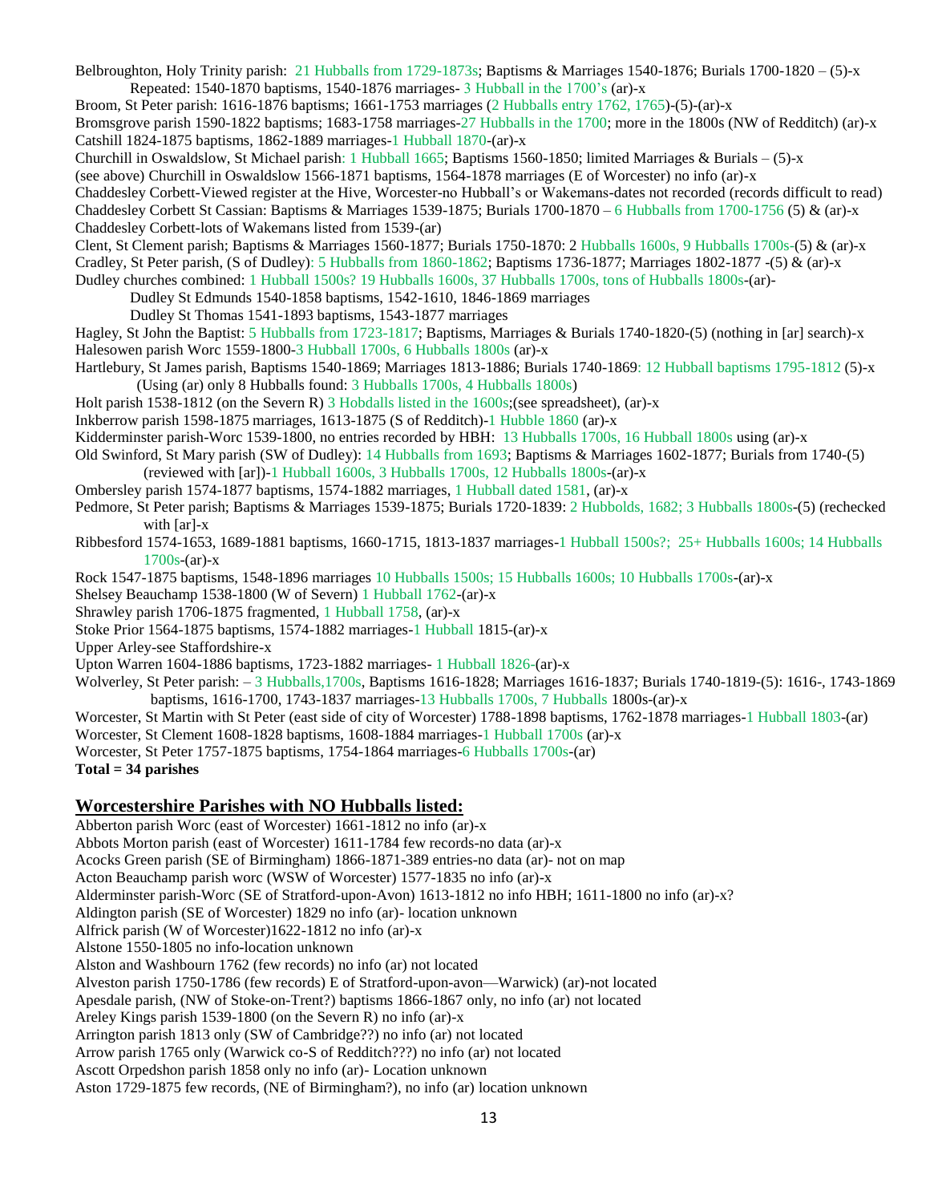Belbroughton, Holy Trinity parish: 21 Hubballs from 1729-1873s; Baptisms & Marriages 1540-1876; Burials 1700-1820 – (5)-x
    Repeated: 1540-1870 baptisms, 1540-1876 marriages- 3 Hubball in the 1700's (ar)-x
Broom, St Peter parish: 1616-1876 baptisms; 1661-1753 marriages (2 Hubballs entry 1762, 1765)-(5)-(ar)-x
Bromsgrove parish 1590-1822 baptisms; 1683-1758 marriages-27 Hubballs in the 1700; more in the 1800s (NW of Redditch) (ar)-x
Catshill 1824-1875 baptisms, 1862-1889 marriages-1 Hubball 1870-(ar)-x
Churchill in Oswaldslow, St Michael parish: 1 Hubball 1665; Baptisms 1560-1850; limited Marriages & Burials – (5)-x
(see above) Churchill in Oswaldslow 1566-1871 baptisms, 1564-1878 marriages (E of Worcester) no info (ar)-x
Chaddesley Corbett-Viewed register at the Hive, Worcester-no Hubball's or Wakemans-dates not recorded (records difficult to read)
Chaddesley Corbett St Cassian: Baptisms & Marriages 1539-1875; Burials 1700-1870 – 6 Hubballs from 1700-1756 (5) & (ar)-x
Chaddesley Corbett-lots of Wakemans listed from 1539-(ar)
Clent, St Clement parish; Baptisms & Marriages 1560-1877; Burials 1750-1870: 2 Hubballs 1600s, 9 Hubballs 1700s-(5) & (ar)-x
Cradley, St Peter parish, (S of Dudley): 5 Hubballs from 1860-1862; Baptisms 1736-1877; Marriages 1802-1877 -(5) & (ar)-x
Dudley churches combined: 1 Hubball 1500s? 19 Hubballs 1600s, 37 Hubballs 1700s, tons of Hubballs 1800s-(ar)-
    Dudley St Edmunds 1540-1858 baptisms, 1542-1610, 1846-1869 marriages
    Dudley St Thomas 1541-1893 baptisms, 1543-1877 marriages
Hagley, St John the Baptist: 5 Hubballs from 1723-1817; Baptisms, Marriages & Burials 1740-1820-(5) (nothing in [ar] search)-x
Halesowen parish Worc 1559-1800-3 Hubball 1700s, 6 Hubballs 1800s (ar)-x
Hartlebury, St James parish, Baptisms 1540-1869; Marriages 1813-1886; Burials 1740-1869: 12 Hubball baptisms 1795-1812 (5)-x
    (Using (ar) only 8 Hubballs found: 3 Hubballs 1700s, 4 Hubballs 1800s)
Holt parish 1538-1812 (on the Severn R) 3 Hobdalls listed in the 1600s;(see spreadsheet), (ar)-x
Inkberrow parish 1598-1875 marriages, 1613-1875 (S of Redditch)-1 Hubble 1860 (ar)-x
Kidderminster parish-Worc 1539-1800, no entries recorded by HBH: 13 Hubballs 1700s, 16 Hubball 1800s using (ar)-x
Old Swinford, St Mary parish (SW of Dudley): 14 Hubballs from 1693; Baptisms & Marriages 1602-1877; Burials from 1740-(5)
    (reviewed with [ar])-1 Hubball 1600s, 3 Hubballs 1700s, 12 Hubballs 1800s-(ar)-x
Ombersley parish 1574-1877 baptisms, 1574-1882 marriages, 1 Hubball dated 1581, (ar)-x
Pedmore, St Peter parish; Baptisms & Marriages 1539-1875; Burials 1720-1839: 2 Hubbolds, 1682; 3 Hubballs 1800s-(5) (rechecked
    with [ar]-x
Ribbesford 1574-1653, 1689-1881 baptisms, 1660-1715, 1813-1837 marriages-1 Hubball 1500s?; 25+ Hubballs 1600s; 14 Hubballs
    1700s-(ar)-x
Rock 1547-1875 baptisms, 1548-1896 marriages 10 Hubballs 1500s; 15 Hubballs 1600s; 10 Hubballs 1700s-(ar)-x
Shelsey Beauchamp 1538-1800 (W of Severn) 1 Hubball 1762-(ar)-x
Shrawley parish 1706-1875 fragmented, 1 Hubball 1758, (ar)-x
Stoke Prior 1564-1875 baptisms, 1574-1882 marriages-1 Hubball 1815-(ar)-x
Upper Arley-see Staffordshire-x
Upton Warren 1604-1886 baptisms, 1723-1882 marriages- 1 Hubball 1826-(ar)-x
Wolverley, St Peter parish: – 3 Hubballs,1700s, Baptisms 1616-1828; Marriages 1616-1837; Burials 1740-1819-(5): 1616-, 1743-1869
    baptisms, 1616-1700, 1743-1837 marriages-13 Hubballs 1700s, 7 Hubballs 1800s-(ar)-x
Worcester, St Martin with St Peter (east side of city of Worcester) 1788-1898 baptisms, 1762-1878 marriages-1 Hubball 1803-(ar)
Worcester, St Clement 1608-1828 baptisms, 1608-1884 marriages-1 Hubball 1700s (ar)-x
Worcester, St Peter 1757-1875 baptisms, 1754-1864 marriages-6 Hubballs 1700s-(ar)
**Total = 34 parishes**

## Worcestershire Parishes with NO Hubballs listed:

Abberton parish Worc (east of Worcester) 1661-1812 no info (ar)-x
Abbots Morton parish (east of Worcester) 1611-1784 few records-no data (ar)-x
Acocks Green parish (SE of Birmingham) 1866-1871-389 entries-no data (ar)- not on map
Acton Beauchamp parish worc (WSW of Worcester) 1577-1835 no info (ar)-x
Alderminster parish-Worc (SE of Stratford-upon-Avon) 1613-1812 no info HBH; 1611-1800 no info (ar)-x?
Aldington parish (SE of Worcester) 1829 no info (ar)- location unknown
Alfrick parish (W of Worcester)1622-1812 no info (ar)-x
Alstone 1550-1805 no info-location unknown
Alston and Washbourn 1762 (few records) no info (ar) not located
Alveston parish 1750-1786 (few records) E of Stratford-upon-avon—Warwick) (ar)-not located
Apesdale parish, (NW of Stoke-on-Trent?) baptisms 1866-1867 only, no info (ar) not located
Areley Kings parish 1539-1800 (on the Severn R) no info (ar)-x
Arrington parish 1813 only (SW of Cambridge??) no info (ar) not located
Arrow parish 1765 only (Warwick co-S of Redditch???) no info (ar) not located
Ascott Orpedshon parish 1858 only no info (ar)- Location unknown
Aston 1729-1875 few records, (NE of Birmingham?), no info (ar) location unknown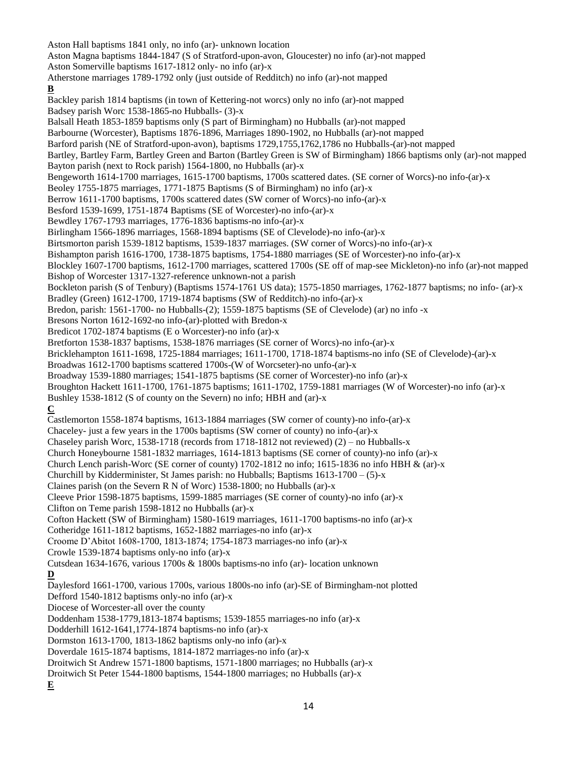Aston Hall baptisms 1841 only, no info (ar)- unknown location

Aston Magna baptisms 1844-1847 (S of Stratford-upon-avon, Gloucester) no info (ar)-not mapped

Aston Somerville baptisms 1617-1812 only- no info (ar)-x

Atherstone marriages 1789-1792 only (just outside of Redditch) no info (ar)-not mapped

**B**

Backley parish 1814 baptisms (in town of Kettering-not worcs) only no info (ar)-not mapped

Badsey parish Worc 1538-1865-no Hubballs- (3)-x

Balsall Heath 1853-1859 baptisms only (S part of Birmingham) no Hubballs (ar)-not mapped

Barbourne (Worcester), Baptisms 1876-1896, Marriages 1890-1902, no Hubballs (ar)-not mapped

Barford parish (NE of Stratford-upon-avon), baptisms 1729,1755,1762,1786 no Hubballs-(ar)-not mapped

Bartley, Bartley Farm, Bartley Green and Barton (Bartley Green is SW of Birmingham) 1866 baptisms only (ar)-not mapped

Bayton parish (next to Rock parish) 1564-1800, no Hubballs (ar)-x

Bengeworth 1614-1700 marriages, 1615-1700 baptisms, 1700s scattered dates. (SE corner of Worcs)-no info-(ar)-x

Beoley 1755-1875 marriages, 1771-1875 Baptisms (S of Birmingham) no info (ar)-x

Berrow 1611-1700 baptisms, 1700s scattered dates (SW corner of Worcs)-no info-(ar)-x

Besford 1539-1699, 1751-1874 Baptisms (SE of Worcester)-no info-(ar)-x

Bewdley 1767-1793 marriages, 1776-1836 baptisms-no info-(ar)-x

Birlingham 1566-1896 marriages, 1568-1894 baptisms (SE of Clevelode)-no info-(ar)-x

Birtsmorton parish 1539-1812 baptisms, 1539-1837 marriages. (SW corner of Worcs)-no info-(ar)-x

Bishampton parish 1616-1700, 1738-1875 baptisms, 1754-1880 marriages (SE of Worcester)-no info-(ar)-x

Blockley 1607-1700 baptisms, 1612-1700 marriages, scattered 1700s (SE off of map-see Mickleton)-no info (ar)-not mapped

Bishop of Worcester 1317-1327-reference unknown-not a parish

Bockleton parish (S of Tenbury) (Baptisms 1574-1761 US data); 1575-1850 marriages, 1762-1877 baptisms; no info- (ar)-x

Bradley (Green) 1612-1700, 1719-1874 baptisms (SW of Redditch)-no info-(ar)-x

Bredon, parish: 1561-1700- no Hubballs-(2); 1559-1875 baptisms (SE of Clevelode) (ar) no info -x

Bresons Norton 1612-1692-no info-(ar)-plotted with Bredon-x

Bredicot 1702-1874 baptisms (E o Worcester)-no info (ar)-x

Bretforton 1538-1837 baptisms, 1538-1876 marriages (SE corner of Worcs)-no info-(ar)-x

Bricklehampton 1611-1698, 1725-1884 marriages; 1611-1700, 1718-1874 baptisms-no info (SE of Clevelode)-(ar)-x

Broadwas 1612-1700 baptisms scattered 1700s (W of Worcseter)-no unfo-(ar)-x

Broadway 1539-1880 marriages; 1541-1875 baptisms (SE corner of Worcester)-no info (ar)-x

Broughton Hackett 1611-1700, 1761-1875 baptisms; 1611-1702, 1759-1881 marriages (W of Worcester)-no info (ar)-x

Bushley 1538-1812 (S of county on the Severn) no info; HBH and (ar)-x

**C**

Castlemorton 1558-1874 baptisms, 1613-1884 marriages (SW corner of county)-no info-(ar)-x

Chaceley- just a few years in the 1700s baptisms (SW corner of county) no info-(ar)-x

Chaseley parish Worc, 1538-1718 (records from 1718-1812 not reviewed) (2) – no Hubballs-x

Church Honeybourne 1581-1832 marriages, 1614-1813 baptisms (SE corner of county)-no info (ar)-x

Church Lench parish-Worc (SE corner of county) 1702-1812 no info; 1615-1836 no info HBH & (ar)-x

Churchill by Kidderminister, St James parish: no Hubballs; Baptisms 1613-1700 – (5)-x

Claines parish (on the Severn R N of Worc) 1538-1800; no Hubballs (ar)-x

Cleeve Prior 1598-1875 baptisms, 1599-1885 marriages (SE corner of county)-no info (ar)-x

Clifton on Teme parish 1598-1812 no Hubballs (ar)-x

Cofton Hackett (SW of Birmingham) 1580-1619 marriages, 1611-1700 baptisms-no info (ar)-x

Cotheridge 1611-1812 baptisms, 1652-1882 marriages-no info (ar)-x

Croome D'Abitot 1608-1700, 1813-1874; 1754-1873 marriages-no info (ar)-x

Crowle 1539-1874 baptisms only-no info (ar)-x

Cutsdean 1634-1676, various 1700s & 1800s baptisms-no info (ar)- location unknown

**D**

Daylesford 1661-1700, various 1700s, various 1800s-no info (ar)-SE of Birmingham-not plotted

Defford 1540-1812 baptisms only-no info (ar)-x

Diocese of Worcester-all over the county

Doddenham 1538-1779,1813-1874 baptisms; 1539-1855 marriages-no info (ar)-x

Dodderhill 1612-1641,1774-1874 baptisms-no info (ar)-x

Dormston 1613-1700, 1813-1862 baptisms only-no info (ar)-x

Doverdale 1615-1874 baptisms, 1814-1872 marriages-no info (ar)-x

Droitwich St Andrew 1571-1800 baptisms, 1571-1800 marriages; no Hubballs (ar)-x

Droitwich St Peter 1544-1800 baptisms, 1544-1800 marriages; no Hubballs (ar)-x

**E**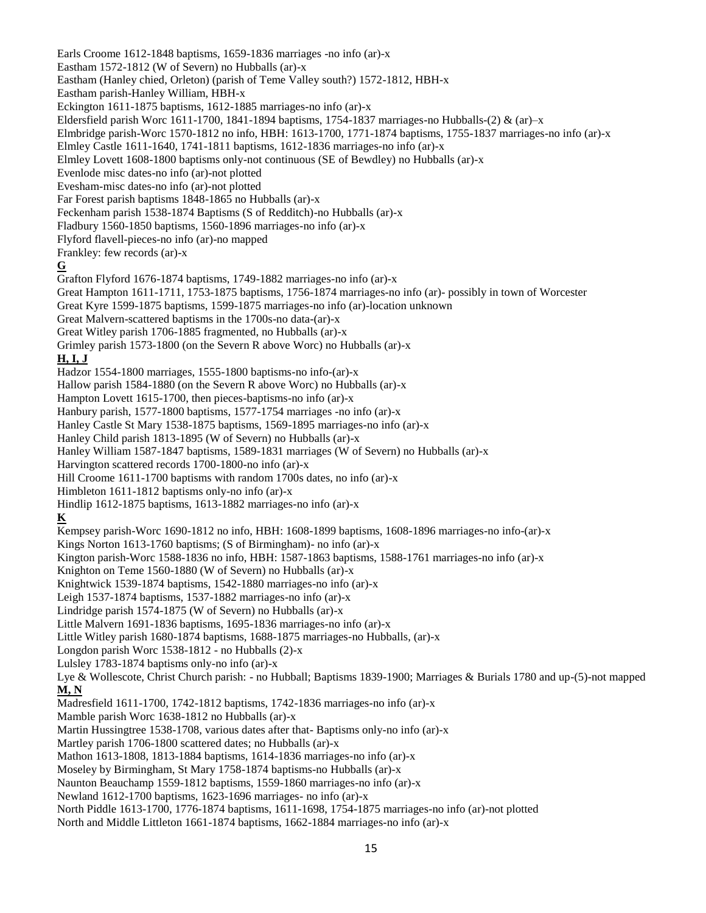Earls Croome 1612-1848 baptisms, 1659-1836 marriages -no info (ar)-x

Eastham 1572-1812 (W of Severn) no Hubballs (ar)-x

Eastham (Hanley chied, Orleton) (parish of Teme Valley south?) 1572-1812, HBH-x

Eastham parish-Hanley William, HBH-x

Eckington 1611-1875 baptisms, 1612-1885 marriages-no info (ar)-x

Eldersfield parish Worc 1611-1700, 1841-1894 baptisms, 1754-1837 marriages-no Hubballs-(2) & (ar)–x

Elmbridge parish-Worc 1570-1812 no info, HBH: 1613-1700, 1771-1874 baptisms, 1755-1837 marriages-no info (ar)-x

Elmley Castle 1611-1640, 1741-1811 baptisms, 1612-1836 marriages-no info (ar)-x

Elmley Lovett 1608-1800 baptisms only-not continuous (SE of Bewdley) no Hubballs (ar)-x

Evenlode misc dates-no info (ar)-not plotted

Evesham-misc dates-no info (ar)-not plotted

Far Forest parish baptisms 1848-1865 no Hubballs (ar)-x

Feckenham parish 1538-1874 Baptisms (S of Redditch)-no Hubballs (ar)-x

Fladbury 1560-1850 baptisms, 1560-1896 marriages-no info (ar)-x

Flyford flavell-pieces-no info (ar)-no mapped

Frankley: few records (ar)-x

**G**

Grafton Flyford 1676-1874 baptisms, 1749-1882 marriages-no info (ar)-x

Great Hampton 1611-1711, 1753-1875 baptisms, 1756-1874 marriages-no info (ar)- possibly in town of Worcester

Great Kyre 1599-1875 baptisms, 1599-1875 marriages-no info (ar)-location unknown

Great Malvern-scattered baptisms in the 1700s-no data-(ar)-x

Great Witley parish 1706-1885 fragmented, no Hubballs (ar)-x

Grimley parish 1573-1800 (on the Severn R above Worc) no Hubballs (ar)-x

**H, I, J**

Hadzor 1554-1800 marriages, 1555-1800 baptisms-no info-(ar)-x

Hallow parish 1584-1880 (on the Severn R above Worc) no Hubballs (ar)-x

Hampton Lovett 1615-1700, then pieces-baptisms-no info (ar)-x

Hanbury parish, 1577-1800 baptisms, 1577-1754 marriages -no info (ar)-x

Hanley Castle St Mary 1538-1875 baptisms, 1569-1895 marriages-no info (ar)-x

Hanley Child parish 1813-1895 (W of Severn) no Hubballs (ar)-x

Hanley William 1587-1847 baptisms, 1589-1831 marriages (W of Severn) no Hubballs (ar)-x

Harvington scattered records 1700-1800-no info (ar)-x

Hill Croome 1611-1700 baptisms with random 1700s dates, no info (ar)-x

Himbleton 1611-1812 baptisms only-no info (ar)-x

Hindlip 1612-1875 baptisms, 1613-1882 marriages-no info (ar)-x

**K**

Kempsey parish-Worc 1690-1812 no info, HBH: 1608-1899 baptisms, 1608-1896 marriages-no info-(ar)-x

Kings Norton 1613-1760 baptisms; (S of Birmingham)- no info (ar)-x

Kington parish-Worc 1588-1836 no info, HBH: 1587-1863 baptisms, 1588-1761 marriages-no info (ar)-x

Knighton on Teme 1560-1880 (W of Severn) no Hubballs (ar)-x

Knightwick 1539-1874 baptisms, 1542-1880 marriages-no info (ar)-x

Leigh 1537-1874 baptisms, 1537-1882 marriages-no info (ar)-x

Lindridge parish 1574-1875 (W of Severn) no Hubballs (ar)-x

Little Malvern 1691-1836 baptisms, 1695-1836 marriages-no info (ar)-x

Little Witley parish 1680-1874 baptisms, 1688-1875 marriages-no Hubballs, (ar)-x

Longdon parish Worc 1538-1812 - no Hubballs (2)-x

Lulsley 1783-1874 baptisms only-no info (ar)-x

Lye & Wollescote, Christ Church parish: - no Hubball; Baptisms 1839-1900; Marriages & Burials 1780 and up-(5)-not mapped

**M, N**

Madresfield 1611-1700, 1742-1812 baptisms, 1742-1836 marriages-no info (ar)-x

Mamble parish Worc 1638-1812 no Hubballs (ar)-x

Martin Hussingtree 1538-1708, various dates after that- Baptisms only-no info (ar)-x

Martley parish 1706-1800 scattered dates; no Hubballs (ar)-x

Mathon 1613-1808, 1813-1884 baptisms, 1614-1836 marriages-no info (ar)-x

Moseley by Birmingham, St Mary 1758-1874 baptisms-no Hubballs (ar)-x

Naunton Beauchamp 1559-1812 baptisms, 1559-1860 marriages-no info (ar)-x

Newland 1612-1700 baptisms, 1623-1696 marriages- no info (ar)-x

North Piddle 1613-1700, 1776-1874 baptisms, 1611-1698, 1754-1875 marriages-no info (ar)-not plotted

North and Middle Littleton 1661-1874 baptisms, 1662-1884 marriages-no info (ar)-x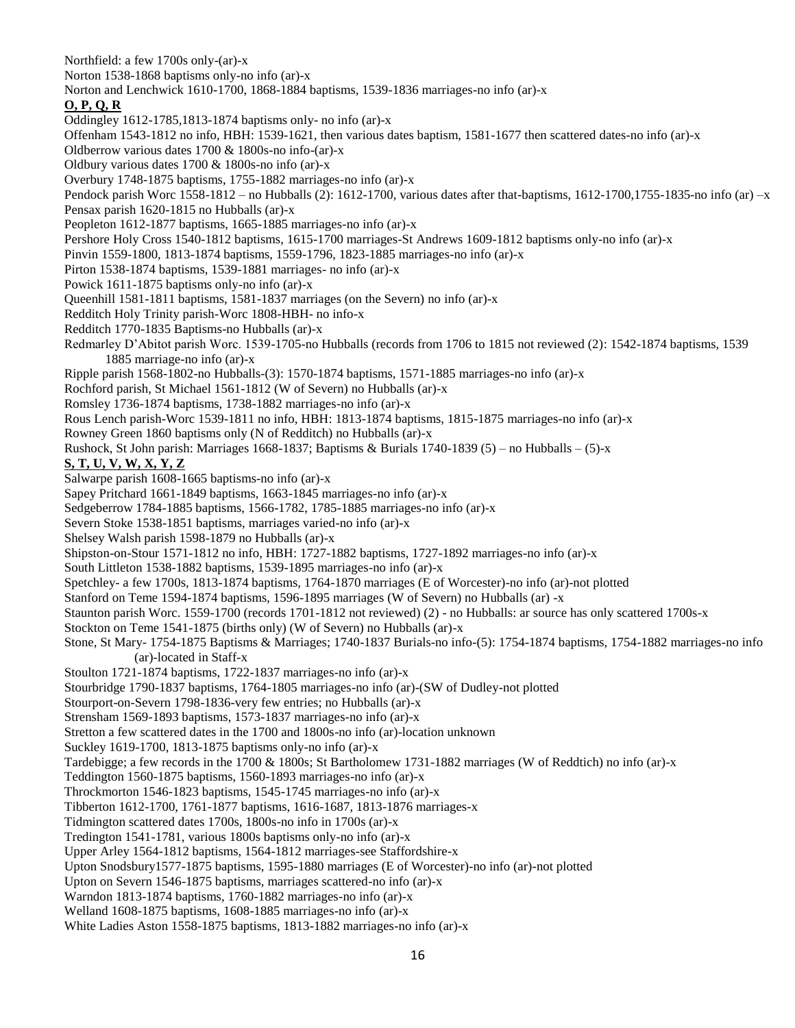Northfield: a few 1700s only-(ar)-x

Norton 1538-1868 baptisms only-no info (ar)-x

Norton and Lenchwick 1610-1700, 1868-1884 baptisms, 1539-1836 marriages-no info (ar)-x

**O, P, Q, R**

Oddingley 1612-1785,1813-1874 baptisms only- no info (ar)-x

Offenham 1543-1812 no info, HBH: 1539-1621, then various dates baptism, 1581-1677 then scattered dates-no info (ar)-x

Oldberrow various dates 1700 & 1800s-no info-(ar)-x

Oldbury various dates 1700 & 1800s-no info (ar)-x

Overbury 1748-1875 baptisms, 1755-1882 marriages-no info (ar)-x

Pendock parish Worc 1558-1812 – no Hubballs (2): 1612-1700, various dates after that-baptisms, 1612-1700,1755-1835-no info (ar) –x

Pensax parish 1620-1815 no Hubballs (ar)-x

Peopleton 1612-1877 baptisms, 1665-1885 marriages-no info (ar)-x

Pershore Holy Cross 1540-1812 baptisms, 1615-1700 marriages-St Andrews 1609-1812 baptisms only-no info (ar)-x

Pinvin 1559-1800, 1813-1874 baptisms, 1559-1796, 1823-1885 marriages-no info (ar)-x

Pirton 1538-1874 baptisms, 1539-1881 marriages- no info (ar)-x

Powick 1611-1875 baptisms only-no info (ar)-x

Queenhill 1581-1811 baptisms, 1581-1837 marriages (on the Severn) no info (ar)-x

Redditch Holy Trinity parish-Worc 1808-HBH- no info-x

Redditch 1770-1835 Baptisms-no Hubballs (ar)-x

Redmarley D'Abitot parish Worc. 1539-1705-no Hubballs (records from 1706 to 1815 not reviewed (2): 1542-1874 baptisms, 1539 1885 marriage-no info (ar)-x

Ripple parish 1568-1802-no Hubballs-(3): 1570-1874 baptisms, 1571-1885 marriages-no info (ar)-x

Rochford parish, St Michael 1561-1812 (W of Severn) no Hubballs (ar)-x

Romsley 1736-1874 baptisms, 1738-1882 marriages-no info (ar)-x

Rous Lench parish-Worc 1539-1811 no info, HBH: 1813-1874 baptisms, 1815-1875 marriages-no info (ar)-x

Rowney Green 1860 baptisms only (N of Redditch) no Hubballs (ar)-x

Rushock, St John parish: Marriages 1668-1837; Baptisms & Burials 1740-1839 (5) – no Hubballs – (5)-x

**S, T, U, V, W, X, Y, Z**

Salwarpe parish 1608-1665 baptisms-no info (ar)-x

Sapey Pritchard 1661-1849 baptisms, 1663-1845 marriages-no info (ar)-x

Sedgeberrow 1784-1885 baptisms, 1566-1782, 1785-1885 marriages-no info (ar)-x

Severn Stoke 1538-1851 baptisms, marriages varied-no info (ar)-x

Shelsey Walsh parish 1598-1879 no Hubballs (ar)-x

Shipston-on-Stour 1571-1812 no info, HBH: 1727-1882 baptisms, 1727-1892 marriages-no info (ar)-x

South Littleton 1538-1882 baptisms, 1539-1895 marriages-no info (ar)-x

Spetchley- a few 1700s, 1813-1874 baptisms, 1764-1870 marriages (E of Worcester)-no info (ar)-not plotted

Stanford on Teme 1594-1874 baptisms, 1596-1895 marriages (W of Severn) no Hubballs (ar) -x

Staunton parish Worc. 1559-1700 (records 1701-1812 not reviewed) (2) - no Hubballs: ar source has only scattered 1700s-x

Stockton on Teme 1541-1875 (births only) (W of Severn) no Hubballs (ar)-x

Stone, St Mary- 1754-1875 Baptisms & Marriages; 1740-1837 Burials-no info-(5): 1754-1874 baptisms, 1754-1882 marriages-no info (ar)-located in Staff-x

Stoulton 1721-1874 baptisms, 1722-1837 marriages-no info (ar)-x

Stourbridge 1790-1837 baptisms, 1764-1805 marriages-no info (ar)-(SW of Dudley-not plotted

Stourport-on-Severn 1798-1836-very few entries; no Hubballs (ar)-x

Strensham 1569-1893 baptisms, 1573-1837 marriages-no info (ar)-x

Stretton a few scattered dates in the 1700 and 1800s-no info (ar)-location unknown

Suckley 1619-1700, 1813-1875 baptisms only-no info (ar)-x

Tardebigge; a few records in the 1700 & 1800s; St Bartholomew 1731-1882 marriages (W of Reddtich) no info (ar)-x

Teddington 1560-1875 baptisms, 1560-1893 marriages-no info (ar)-x

Throckmorton 1546-1823 baptisms, 1545-1745 marriages-no info (ar)-x

Tibberton 1612-1700, 1761-1877 baptisms, 1616-1687, 1813-1876 marriages-x

Tidmington scattered dates 1700s, 1800s-no info in 1700s (ar)-x

Tredington 1541-1781, various 1800s baptisms only-no info (ar)-x

Upper Arley 1564-1812 baptisms, 1564-1812 marriages-see Staffordshire-x

Upton Snodsbury1577-1875 baptisms, 1595-1880 marriages (E of Worcester)-no info (ar)-not plotted

Upton on Severn 1546-1875 baptisms, marriages scattered-no info (ar)-x

Warndon 1813-1874 baptisms, 1760-1882 marriages-no info (ar)-x

Welland 1608-1875 baptisms, 1608-1885 marriages-no info (ar)-x

White Ladies Aston 1558-1875 baptisms, 1813-1882 marriages-no info (ar)-x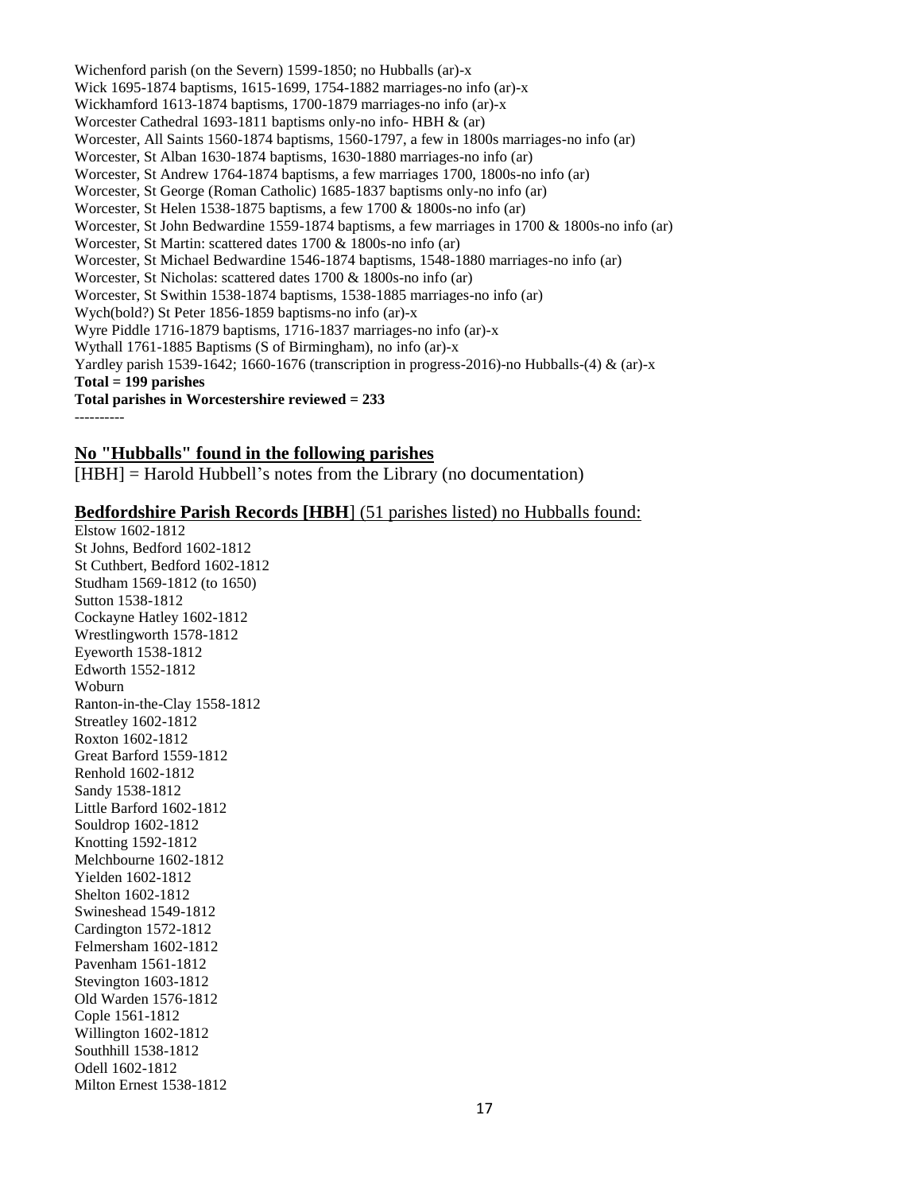Wichenford parish (on the Severn) 1599-1850; no Hubballs (ar)-x
Wick 1695-1874 baptisms, 1615-1699, 1754-1882 marriages-no info (ar)-x
Wickhamford 1613-1874 baptisms, 1700-1879 marriages-no info (ar)-x
Worcester Cathedral 1693-1811 baptisms only-no info- HBH & (ar)
Worcester, All Saints 1560-1874 baptisms, 1560-1797, a few in 1800s marriages-no info (ar)
Worcester, St Alban 1630-1874 baptisms, 1630-1880 marriages-no info (ar)
Worcester, St Andrew 1764-1874 baptisms, a few marriages 1700, 1800s-no info (ar)
Worcester, St George (Roman Catholic) 1685-1837 baptisms only-no info (ar)
Worcester, St Helen 1538-1875 baptisms, a few 1700 & 1800s-no info (ar)
Worcester, St John Bedwardine 1559-1874 baptisms, a few marriages in 1700 & 1800s-no info (ar)
Worcester, St Martin: scattered dates 1700 & 1800s-no info (ar)
Worcester, St Michael Bedwardine 1546-1874 baptisms, 1548-1880 marriages-no info (ar)
Worcester, St Nicholas: scattered dates 1700 & 1800s-no info (ar)
Worcester, St Swithin 1538-1874 baptisms, 1538-1885 marriages-no info (ar)
Wych(bold?) St Peter 1856-1859 baptisms-no info (ar)-x
Wyre Piddle 1716-1879 baptisms, 1716-1837 marriages-no info (ar)-x
Wythall 1761-1885 Baptisms (S of Birmingham), no info (ar)-x
Yardley parish 1539-1642; 1660-1676 (transcription in progress-2016)-no Hubballs-(4) & (ar)-x
**Total = 199 parishes**
**Total parishes in Worcestershire reviewed = 233**

----------

## No "Hubballs" found in the following parishes

[HBH] = Harold Hubbell's notes from the Library (no documentation)

### Bedfordshire Parish Records [HBH] (51 parishes listed) no Hubballs found:

Elstow 1602-1812
St Johns, Bedford 1602-1812
St Cuthbert, Bedford 1602-1812
Studham 1569-1812 (to 1650)
Sutton 1538-1812
Cockayne Hatley 1602-1812
Wrestlingworth 1578-1812
Eyeworth 1538-1812
Edworth 1552-1812
Woburn
Ranton-in-the-Clay 1558-1812
Streatley 1602-1812
Roxton 1602-1812
Great Barford 1559-1812
Renhold 1602-1812
Sandy 1538-1812
Little Barford 1602-1812
Souldrop 1602-1812
Knotting 1592-1812
Melchbourne 1602-1812
Yielden 1602-1812
Shelton 1602-1812
Swineshead 1549-1812
Cardington 1572-1812
Felmersham 1602-1812
Pavenham 1561-1812
Stevington 1603-1812
Old Warden 1576-1812
Cople 1561-1812
Willington 1602-1812
Southhill 1538-1812
Odell 1602-1812
Milton Ernest 1538-1812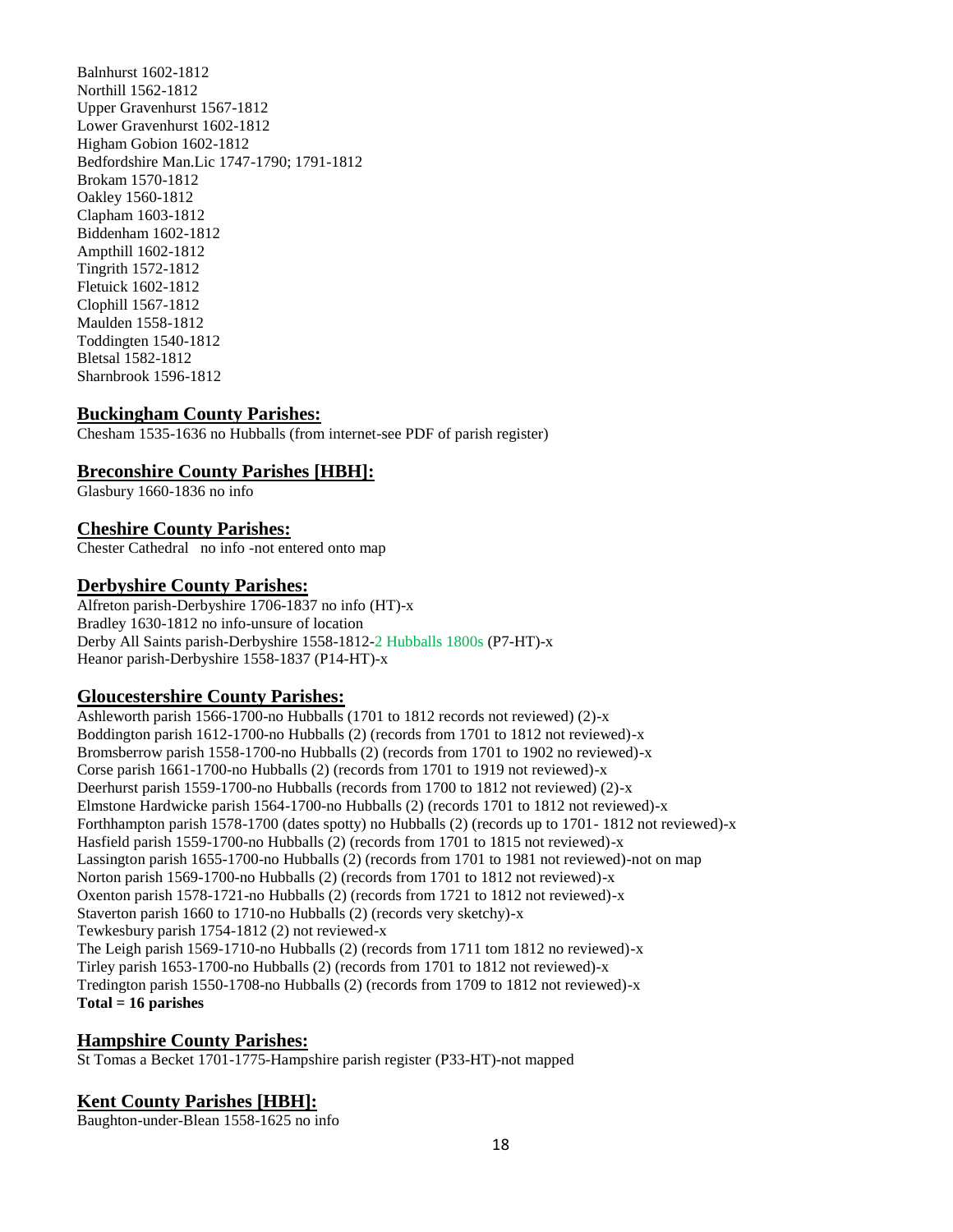Balnhurst 1602-1812
Northill 1562-1812
Upper Gravenhurst 1567-1812
Lower Gravenhurst 1602-1812
Higham Gobion 1602-1812
Bedfordshire Man.Lic 1747-1790; 1791-1812
Brokam 1570-1812
Oakley 1560-1812
Clapham 1603-1812
Biddenham 1602-1812
Ampthill 1602-1812
Tingrith 1572-1812
Fletuick 1602-1812
Clophill 1567-1812
Maulden 1558-1812
Toddingten 1540-1812
Bletsal 1582-1812
Sharnbrook 1596-1812

## Buckingham County Parishes:

Chesham 1535-1636 no Hubballs (from internet-see PDF of parish register)

## Breconshire County Parishes [HBH]:

Glasbury 1660-1836 no info

## Cheshire County Parishes:

Chester Cathedral no info -not entered onto map

## Derbyshire County Parishes:

Alfreton parish-Derbyshire 1706-1837 no info (HT)-x
Bradley 1630-1812 no info-unsure of location
Derby All Saints parish-Derbyshire 1558-1812-2 Hubballs 1800s (P7-HT)-x
Heanor parish-Derbyshire 1558-1837 (P14-HT)-x

## Gloucestershire County Parishes:

Ashleworth parish 1566-1700-no Hubballs (1701 to 1812 records not reviewed) (2)-x
Boddington parish 1612-1700-no Hubballs (2) (records from 1701 to 1812 not reviewed)-x
Bromsberrow parish 1558-1700-no Hubballs (2) (records from 1701 to 1902 no reviewed)-x
Corse parish 1661-1700-no Hubballs (2) (records from 1701 to 1919 not reviewed)-x
Deerhurst parish 1559-1700-no Hubballs (records from 1700 to 1812 not reviewed) (2)-x
Elmstone Hardwicke parish 1564-1700-no Hubballs (2) (records 1701 to 1812 not reviewed)-x
Forthhampton parish 1578-1700 (dates spotty) no Hubballs (2) (records up to 1701- 1812 not reviewed)-x
Hasfield parish 1559-1700-no Hubballs (2) (records from 1701 to 1815 not reviewed)-x
Lassington parish 1655-1700-no Hubballs (2) (records from 1701 to 1981 not reviewed)-not on map
Norton parish 1569-1700-no Hubballs (2) (records from 1701 to 1812 not reviewed)-x
Oxenton parish 1578-1721-no Hubballs (2) (records from 1721 to 1812 not reviewed)-x
Staverton parish 1660 to 1710-no Hubballs (2) (records very sketchy)-x
Tewkesbury parish 1754-1812 (2) not reviewed-x
The Leigh parish 1569-1710-no Hubballs (2) (records from 1711 tom 1812 no reviewed)-x
Tirley parish 1653-1700-no Hubballs (2) (records from 1701 to 1812 not reviewed)-x
Tredington parish 1550-1708-no Hubballs (2) (records from 1709 to 1812 not reviewed)-x
**Total = 16 parishes**

## Hampshire County Parishes:

St Tomas a Becket 1701-1775-Hampshire parish register (P33-HT)-not mapped

## Kent County Parishes [HBH]:

Baughton-under-Blean 1558-1625 no info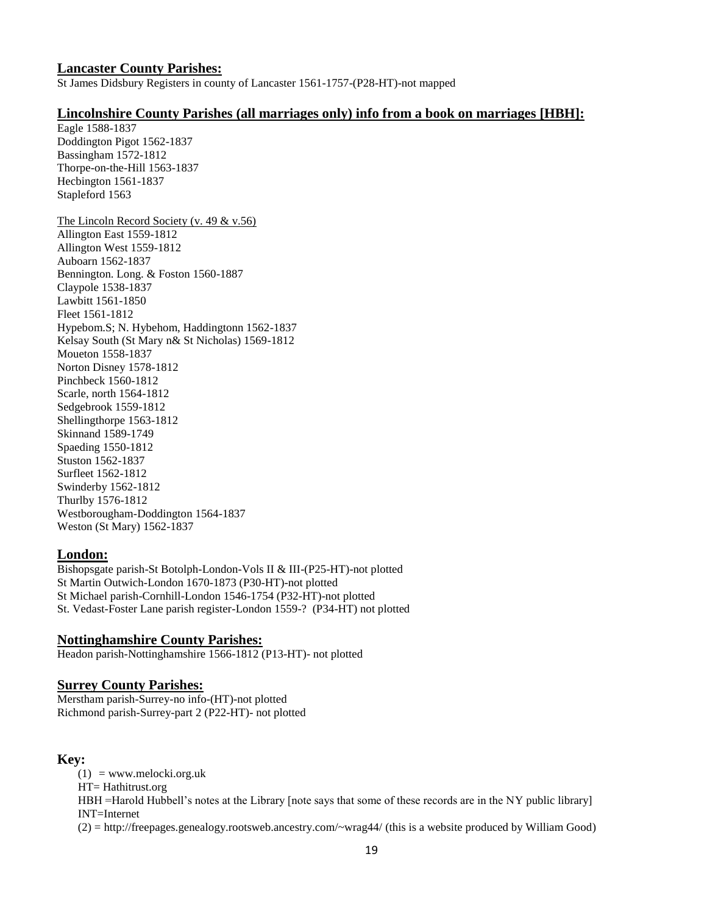## Lancaster County Parishes:

St James Didsbury Registers in county of Lancaster 1561-1757-(P28-HT)-not mapped

## Lincolnshire County Parishes (all marriages only) info from a book on marriages [HBH]:

Eagle 1588-1837
Doddington Pigot 1562-1837
Bassingham 1572-1812
Thorpe-on-the-Hill 1563-1837
Hecbington 1561-1837
Stapleford 1563

The Lincoln Record Society (v. 49 & v.56)
Allington East 1559-1812
Allington West 1559-1812
Auboarn 1562-1837
Bennington. Long. & Foston 1560-1887
Claypole 1538-1837
Lawbitt 1561-1850
Fleet 1561-1812
Hypebom.S; N. Hybehom, Haddingtonn 1562-1837
Kelsay South (St Mary n& St Nicholas) 1569-1812
Moueton 1558-1837
Norton Disney 1578-1812
Pinchbeck 1560-1812
Scarle, north 1564-1812
Sedgebrook 1559-1812
Shellingthorpe 1563-1812
Skinnand 1589-1749
Spaeding 1550-1812
Stuston 1562-1837
Surfleet 1562-1812
Swinderby 1562-1812
Thurlby 1576-1812
Westborougham-Doddington 1564-1837
Weston (St Mary) 1562-1837

## London:

Bishopsgate parish-St Botolph-London-Vols II & III-(P25-HT)-not plotted
St Martin Outwich-London 1670-1873 (P30-HT)-not plotted
St Michael parish-Cornhill-London 1546-1754 (P32-HT)-not plotted
St. Vedast-Foster Lane parish register-London 1559-? (P34-HT) not plotted

## Nottinghamshire County Parishes:

Headon parish-Nottinghamshire 1566-1812 (P13-HT)- not plotted

## Surrey County Parishes:

Merstham parish-Surrey-no info-(HT)-not plotted
Richmond parish-Surrey-part 2 (P22-HT)- not plotted

## Key:

(1) = www.melocki.org.uk
HT= Hathitrust.org
HBH =Harold Hubbell's notes at the Library [note says that some of these records are in the NY public library]
INT=Internet
(2) = http://freepages.genealogy.rootsweb.ancestry.com/~wrag44/ (this is a website produced by William Good)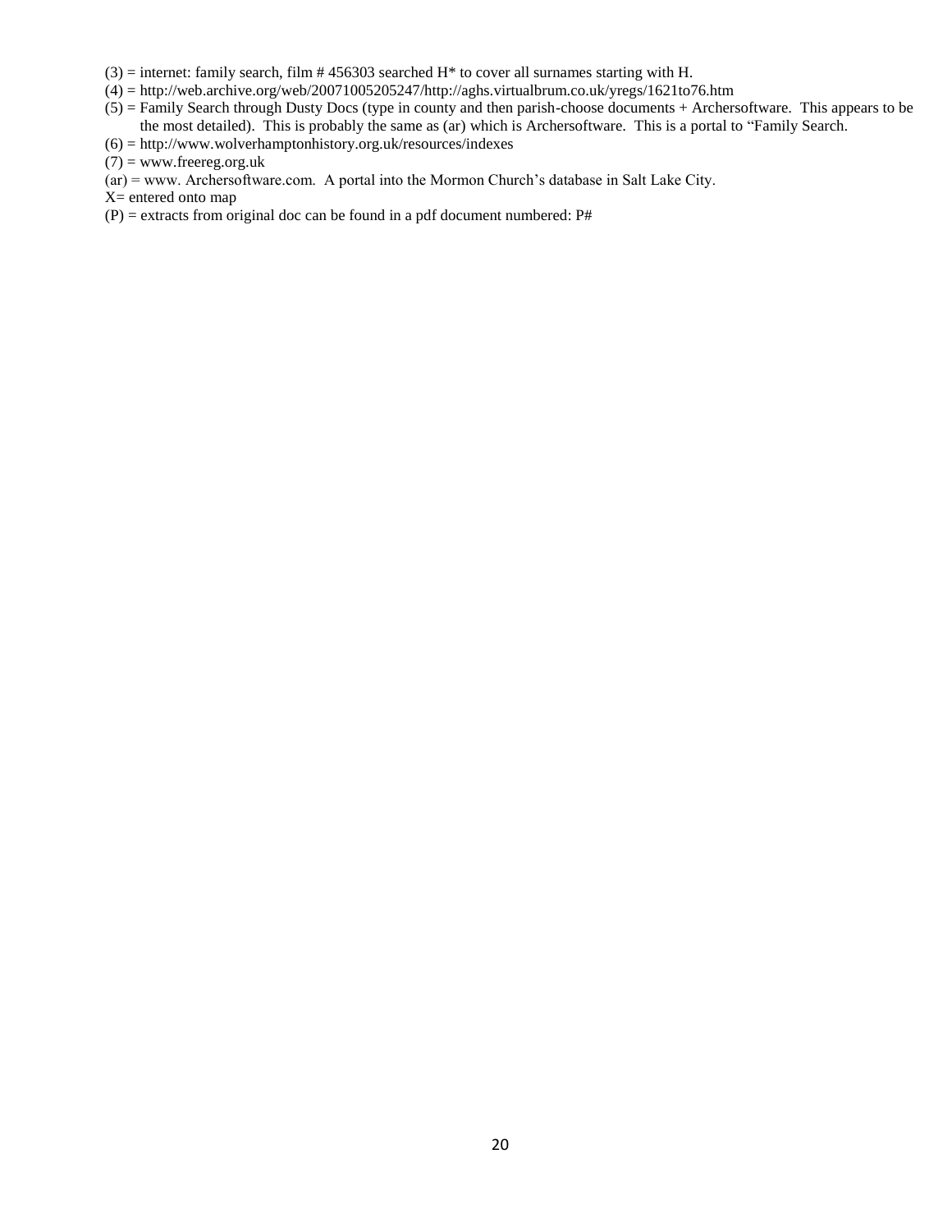(3) = internet: family search, film # 456303 searched H* to cover all surnames starting with H.

(4) = http://web.archive.org/web/20071005205247/http://aghs.virtualbrum.co.uk/yregs/1621to76.htm

(5) = Family Search through Dusty Docs (type in county and then parish-choose documents + Archersoftware. This appears to be the most detailed). This is probably the same as (ar) which is Archersoftware. This is a portal to "Family Search.

(6) = http://www.wolverhamptonhistory.org.uk/resources/indexes

(7) = www.freereg.org.uk

(ar) = www. Archersoftware.com. A portal into the Mormon Church's database in Salt Lake City.

X= entered onto map

(P) = extracts from original doc can be found in a pdf document numbered: P#